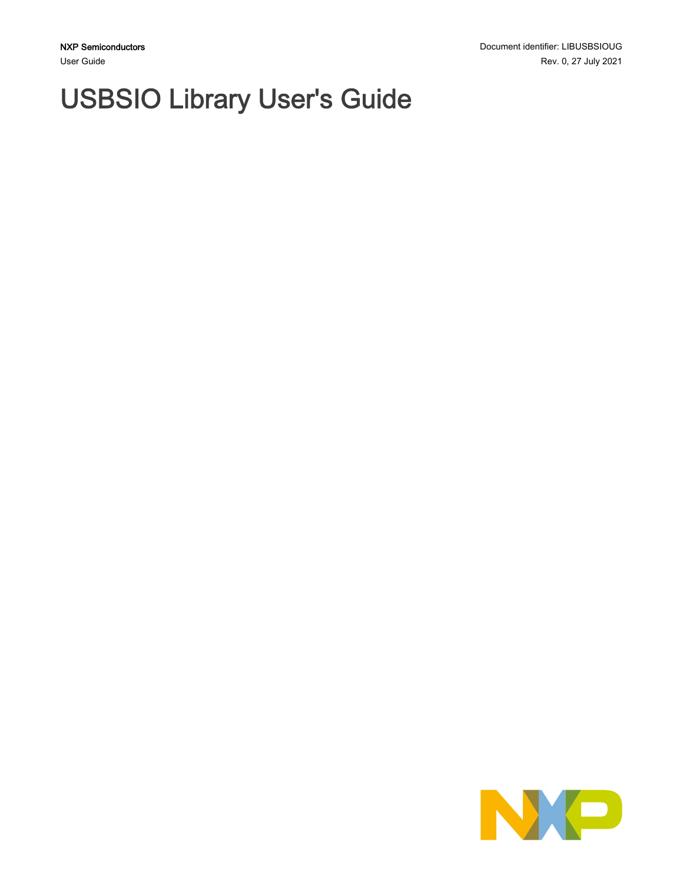NXP Semiconductors

User Guide

Document identifier: LIBUSBSIOUG

Rev. 0, 27 July 2021

# USBSIO Library User's Guide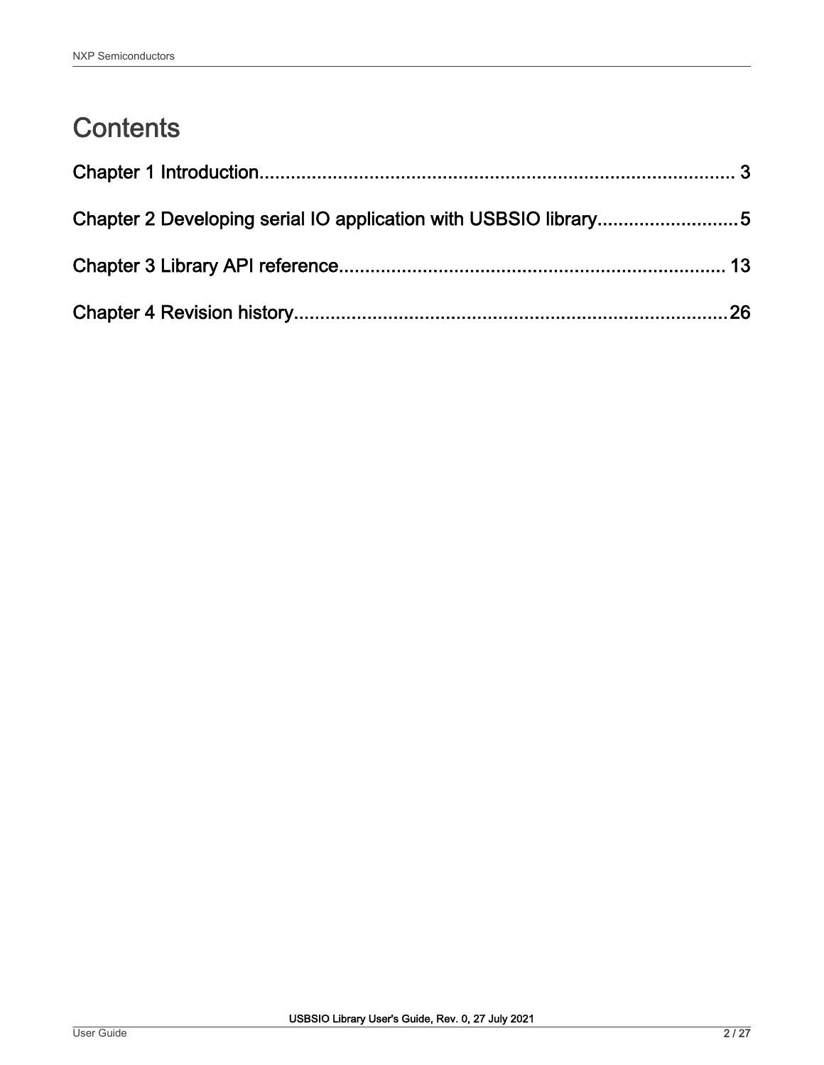# Contents

Chapter 1 Introduction........................................................................................ 3

Chapter 2 Developing serial IO application with USBSIO library...........................5

Chapter 3 Library API reference........................................................................ 13

Chapter 4 Revision history.................................................................................26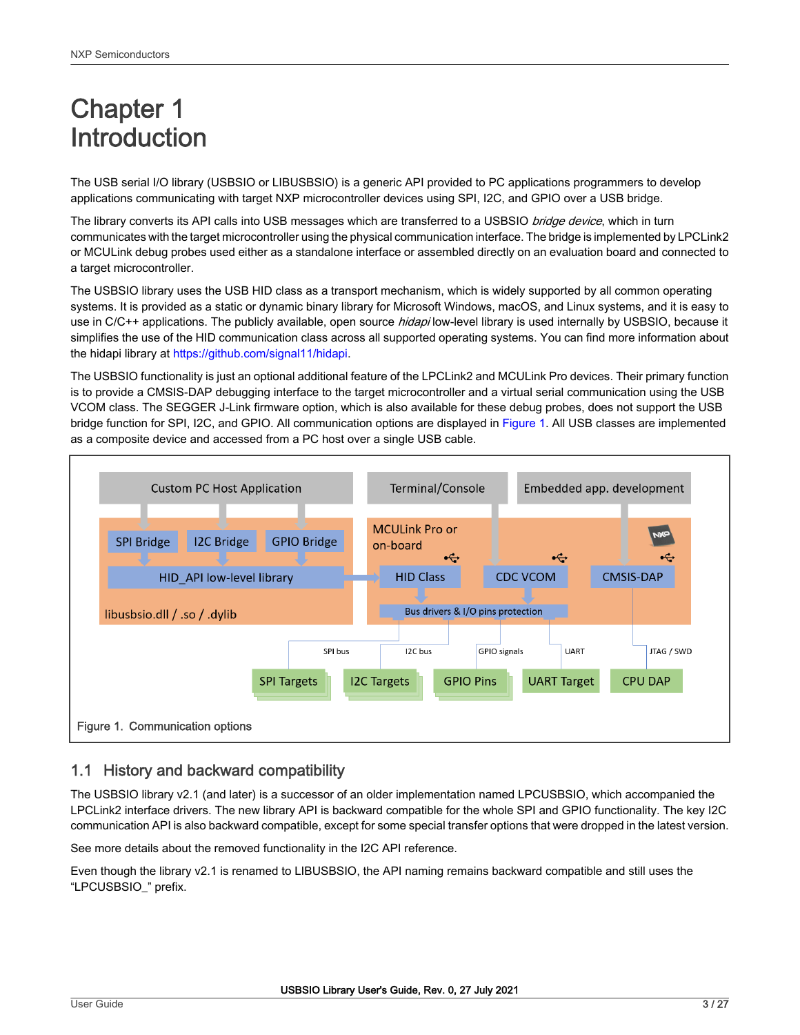# Chapter 1 Introduction

The USB serial I/O library (USBSIO or LIBUSBSIO) is a generic API provided to PC applications programmers to develop applications communicating with target NXP microcontroller devices using SPI, I2C, and GPIO over a USB bridge.

The library converts its API calls into USB messages which are transferred to a USBSIO *bridge device*, which in turn communicates with the target microcontroller using the physical communication interface. The bridge is implemented by LPCLink2 or MCULink debug probes used either as a standalone interface or assembled directly on an evaluation board and connected to a target microcontroller.

The USBSIO library uses the USB HID class as a transport mechanism, which is widely supported by all common operating systems. It is provided as a static or dynamic binary library for Microsoft Windows, macOS, and Linux systems, and it is easy to use in C/C++ applications. The publicly available, open source *hidapi* low-level library is used internally by USBSIO, because it simplifies the use of the HID communication class across all supported operating systems. You can find more information about the hidapi library at https://github.com/signal11/hidapi.

The USBSIO functionality is just an optional additional feature of the LPCLink2 and MCULink Pro devices. Their primary function is to provide a CMSIS-DAP debugging interface to the target microcontroller and a virtual serial communication using the USB VCOM class. The SEGGER J-Link firmware option, which is also available for these debug probes, does not support the USB bridge function for SPI, I2C, and GPIO. All communication options are displayed in Figure 1. All USB classes are implemented as a composite device and accessed from a PC host over a single USB cable.

Figure 1. Communication options

## 1.1 History and backward compatibility

The USBSIO library v2.1 (and later) is a successor of an older implementation named LPCUSBSIO, which accompanied the LPCLink2 interface drivers. The new library API is backward compatible for the whole SPI and GPIO functionality. The key I2C communication API is also backward compatible, except for some special transfer options that were dropped in the latest version.

See more details about the removed functionality in the I2C API reference.

Even though the library v2.1 is renamed to LIBUSBSIO, the API naming remains backward compatible and still uses the "LPCUSBSIO_" prefix.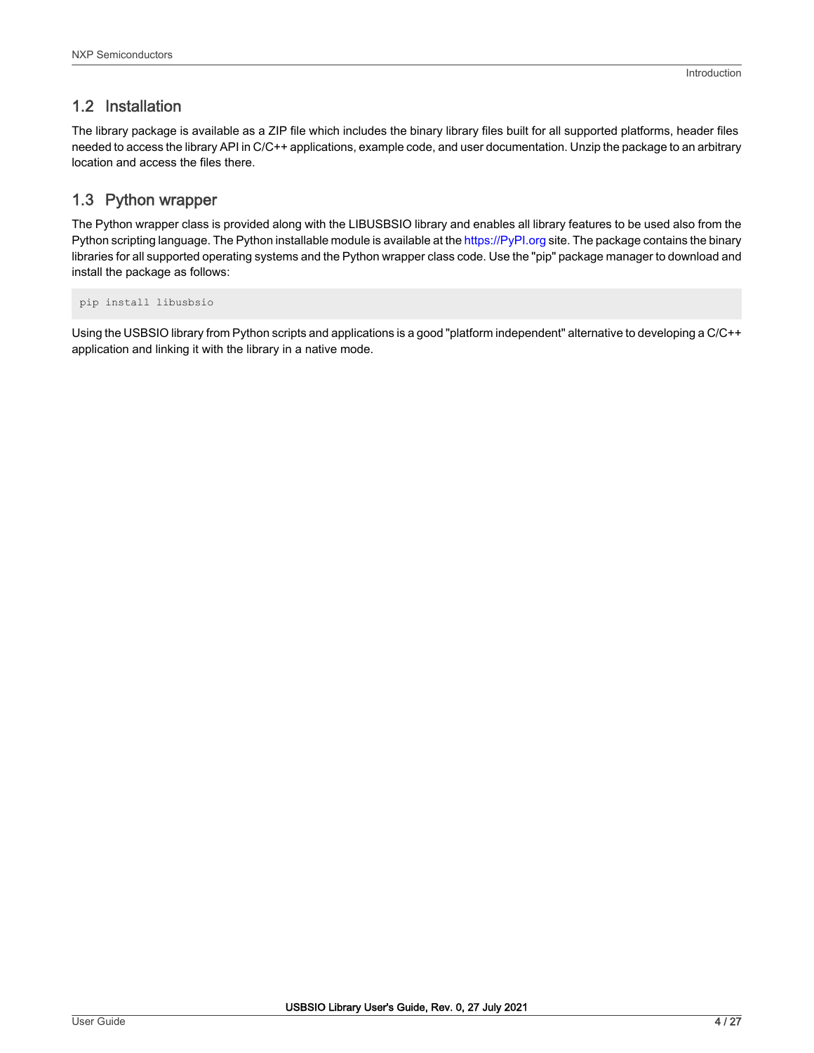## 1.2 Installation

The library package is available as a ZIP file which includes the binary library files built for all supported platforms, header files needed to access the library API in C/C++ applications, example code, and user documentation. Unzip the package to an arbitrary location and access the files there.

## 1.3 Python wrapper

The Python wrapper class is provided along with the LIBUSBSIO library and enables all library features to be used also from the Python scripting language. The Python installable module is available at the https://PyPI.org site. The package contains the binary libraries for all supported operating systems and the Python wrapper class code. Use the "pip" package manager to download and install the package as follows:

```
pip install libusbsio
```

Using the USBSIO library from Python scripts and applications is a good "platform independent" alternative to developing a C/C++ application and linking it with the library in a native mode.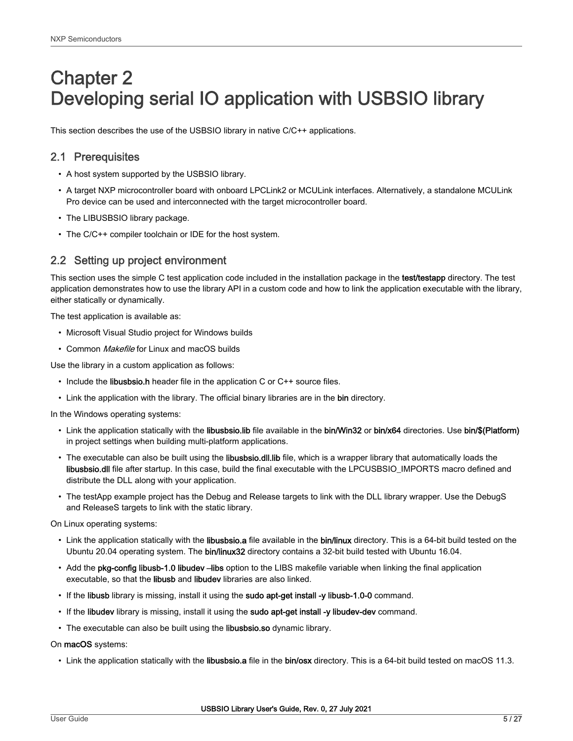# Chapter 2 Developing serial IO application with USBSIO library

This section describes the use of the USBSIO library in native C/C++ applications.

## 2.1 Prerequisites

- A host system supported by the USBSIO library.
- A target NXP microcontroller board with onboard LPCLink2 or MCULink interfaces. Alternatively, a standalone MCULink Pro device can be used and interconnected with the target microcontroller board.
- The LIBUSBSIO library package.
- The C/C++ compiler toolchain or IDE for the host system.

## 2.2 Setting up project environment

This section uses the simple C test application code included in the installation package in the **test/testapp** directory. The test application demonstrates how to use the library API in a custom code and how to link the application executable with the library, either statically or dynamically.

The test application is available as:

- Microsoft Visual Studio project for Windows builds
- Common *Makefile* for Linux and macOS builds

Use the library in a custom application as follows:

- Include the **libusbsio.h** header file in the application C or C++ source files.
- Link the application with the library. The official binary libraries are in the **bin** directory.

In the Windows operating systems:

- Link the application statically with the **libusbsio.lib** file available in the **bin/Win32** or **bin/x64** directories. Use **bin/$(Platform)** in project settings when building multi-platform applications.
- The executable can also be built using the **libusbsio.dll.lib** file, which is a wrapper library that automatically loads the **libusbsio.dll** file after startup. In this case, build the final executable with the LPCUSBSIO_IMPORTS macro defined and distribute the DLL along with your application.
- The testApp example project has the Debug and Release targets to link with the DLL library wrapper. Use the DebugS and ReleaseS targets to link with the static library.

On Linux operating systems:

- Link the application statically with the **libusbsio.a** file available in the **bin/linux** directory. This is a 64-bit build tested on the Ubuntu 20.04 operating system. The **bin/linux32** directory contains a 32-bit build tested with Ubuntu 16.04.
- Add the **pkg-config libusb-1.0 libudev –libs** option to the LIBS makefile variable when linking the final application executable, so that the **libusb** and **libudev** libraries are also linked.
- If the **libusb** library is missing, install it using the **sudo apt-get install -y libusb-1.0-0** command.
- If the **libudev** library is missing, install it using the **sudo apt-get install -y libudev-dev** command.
- The executable can also be built using the **libusbsio.so** dynamic library.

On **macOS** systems:

- Link the application statically with the **libusbsio.a** file in the **bin/osx** directory. This is a 64-bit build tested on macOS 11.3.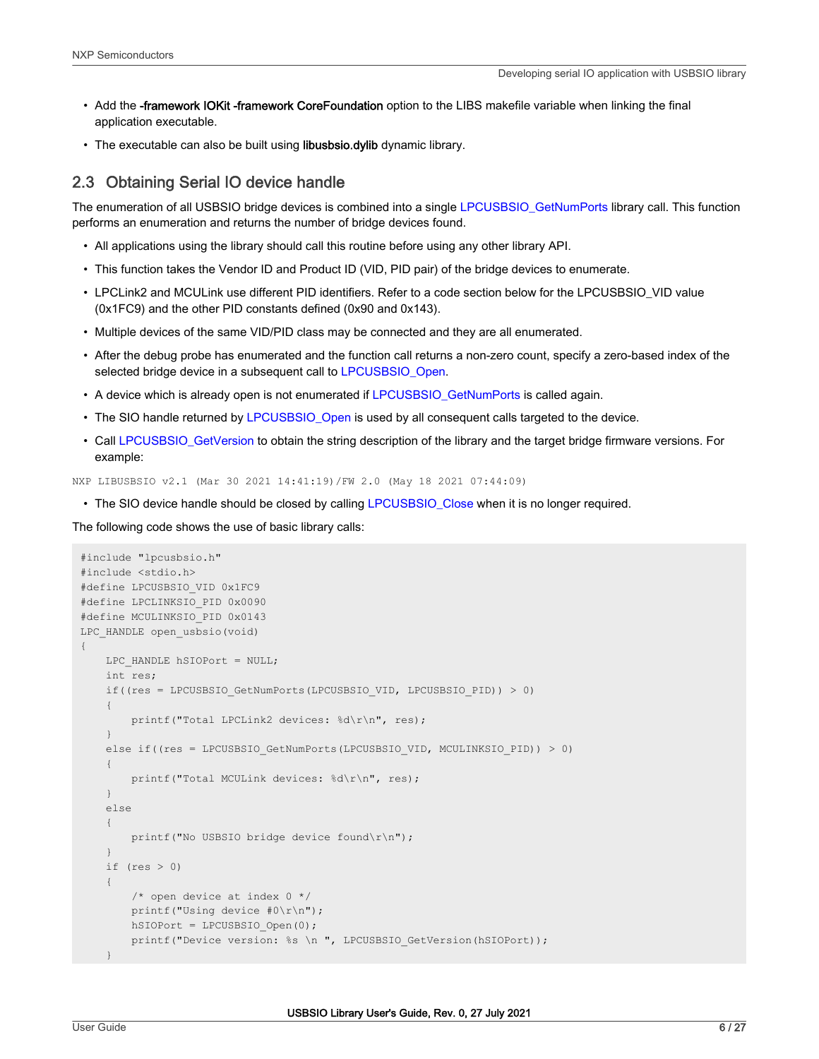- Add the **-framework IOKit -framework CoreFoundation** option to the LIBS makefile variable when linking the final application executable.
- The executable can also be built using **libusbsio.dylib** dynamic library.

## 2.3 Obtaining Serial IO device handle

The enumeration of all USBSIO bridge devices is combined into a single LPCUSBSIO_GetNumPorts library call. This function performs an enumeration and returns the number of bridge devices found.

- All applications using the library should call this routine before using any other library API.
- This function takes the Vendor ID and Product ID (VID, PID pair) of the bridge devices to enumerate.
- LPCLink2 and MCULink use different PID identifiers. Refer to a code section below for the LPCUSBSIO_VID value (0x1FC9) and the other PID constants defined (0x90 and 0x143).
- Multiple devices of the same VID/PID class may be connected and they are all enumerated.
- After the debug probe has enumerated and the function call returns a non-zero count, specify a zero-based index of the selected bridge device in a subsequent call to LPCUSBSIO_Open.
- A device which is already open is not enumerated if LPCUSBSIO_GetNumPorts is called again.
- The SIO handle returned by LPCUSBSIO_Open is used by all consequent calls targeted to the device.
- Call LPCUSBSIO_GetVersion to obtain the string description of the library and the target bridge firmware versions. For example:

```
NXP LIBUSBSIO v2.1 (Mar 30 2021 14:41:19)/FW 2.0 (May 18 2021 07:44:09)
```

- The SIO device handle should be closed by calling LPCUSBSIO_Close when it is no longer required.

The following code shows the use of basic library calls:

```
#include "lpcusbsio.h"
#include <stdio.h>
#define LPCUSBSIO_VID 0x1FC9
#define LPCLINKSIO_PID 0x0090
#define MCULINKSIO_PID 0x0143
LPC_HANDLE open_usbsio(void)
{
    LPC_HANDLE hSIOPort = NULL;
    int res;
    if((res = LPCUSBSIO_GetNumPorts(LPCUSBSIO_VID, LPCUSBSIO_PID)) > 0)
    {
        printf("Total LPCLink2 devices: %d\r\n", res);
    }
    else if((res = LPCUSBSIO_GetNumPorts(LPCUSBSIO_VID, MCULINKSIO_PID)) > 0)
    {
        printf("Total MCULink devices: %d\r\n", res);
    }
    else
    {
        printf("No USBSIO bridge device found\r\n");
    }
    if (res > 0)
    {
        /* open device at index 0 */
        printf("Using device #0\r\n");
        hSIOPort = LPCUSBSIO_Open(0);
        printf("Device version: %s \n ", LPCUSBSIO_GetVersion(hSIOPort));
    }
```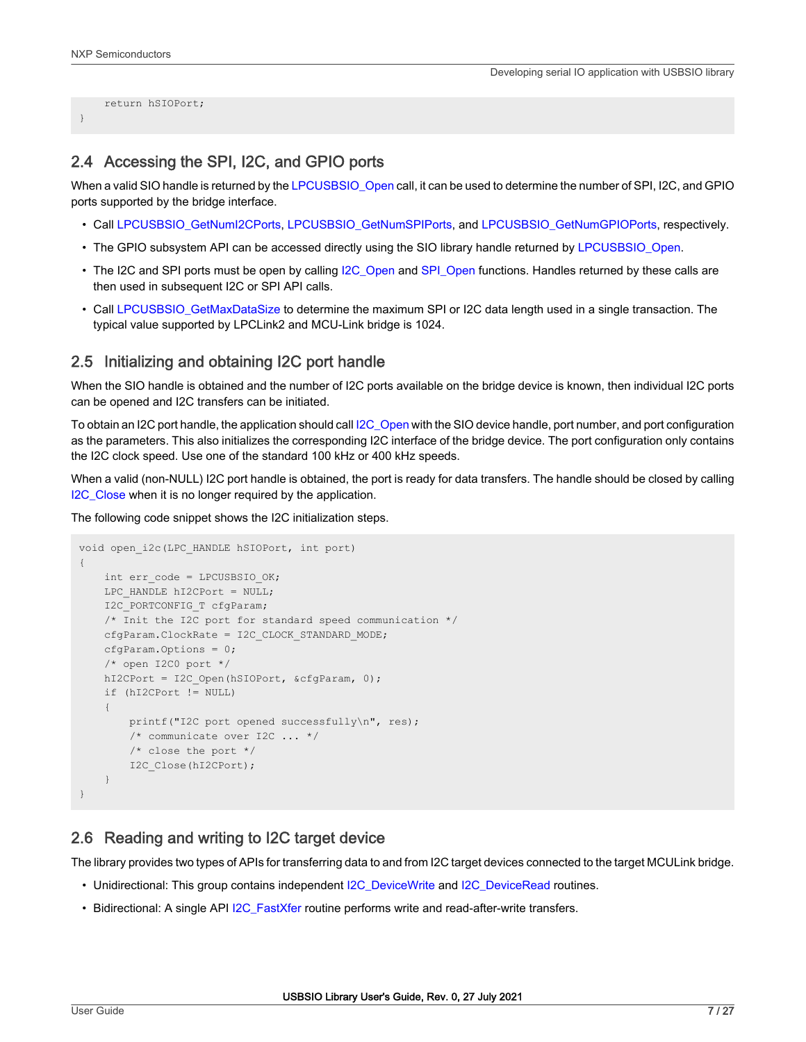```
    return hSIOPort;
}
```

## 2.4 Accessing the SPI, I2C, and GPIO ports

When a valid SIO handle is returned by the LPCUSBSIO_Open call, it can be used to determine the number of SPI, I2C, and GPIO ports supported by the bridge interface.

- Call LPCUSBSIO_GetNumI2CPorts, LPCUSBSIO_GetNumSPIPorts, and LPCUSBSIO_GetNumGPIOPorts, respectively.
- The GPIO subsystem API can be accessed directly using the SIO library handle returned by LPCUSBSIO_Open.
- The I2C and SPI ports must be open by calling I2C_Open and SPI_Open functions. Handles returned by these calls are then used in subsequent I2C or SPI API calls.
- Call LPCUSBSIO_GetMaxDataSize to determine the maximum SPI or I2C data length used in a single transaction. The typical value supported by LPCLink2 and MCU-Link bridge is 1024.

## 2.5 Initializing and obtaining I2C port handle

When the SIO handle is obtained and the number of I2C ports available on the bridge device is known, then individual I2C ports can be opened and I2C transfers can be initiated.

To obtain an I2C port handle, the application should call I2C_Open with the SIO device handle, port number, and port configuration as the parameters. This also initializes the corresponding I2C interface of the bridge device. The port configuration only contains the I2C clock speed. Use one of the standard 100 kHz or 400 kHz speeds.

When a valid (non-NULL) I2C port handle is obtained, the port is ready for data transfers. The handle should be closed by calling I2C_Close when it is no longer required by the application.

The following code snippet shows the I2C initialization steps.

```
void open_i2c(LPC_HANDLE hSIOPort, int port)
{
    int err_code = LPCUSBSIO_OK;
    LPC_HANDLE hI2CPort = NULL;
    I2C_PORTCONFIG_T cfgParam;
    /* Init the I2C port for standard speed communication */
    cfgParam.ClockRate = I2C_CLOCK_STANDARD_MODE;
    cfgParam.Options = 0;
    /* open I2C0 port */
    hI2CPort = I2C_Open(hSIOPort, &cfgParam, 0);
    if (hI2CPort != NULL)
    {
        printf("I2C port opened successfully\n", res);
        /* communicate over I2C ... */
        /* close the port */
        I2C_Close(hI2CPort);
    }
}
```

## 2.6 Reading and writing to I2C target device

The library provides two types of APIs for transferring data to and from I2C target devices connected to the target MCULink bridge.

- Unidirectional: This group contains independent I2C_DeviceWrite and I2C_DeviceRead routines.
- Bidirectional: A single API I2C_FastXfer routine performs write and read-after-write transfers.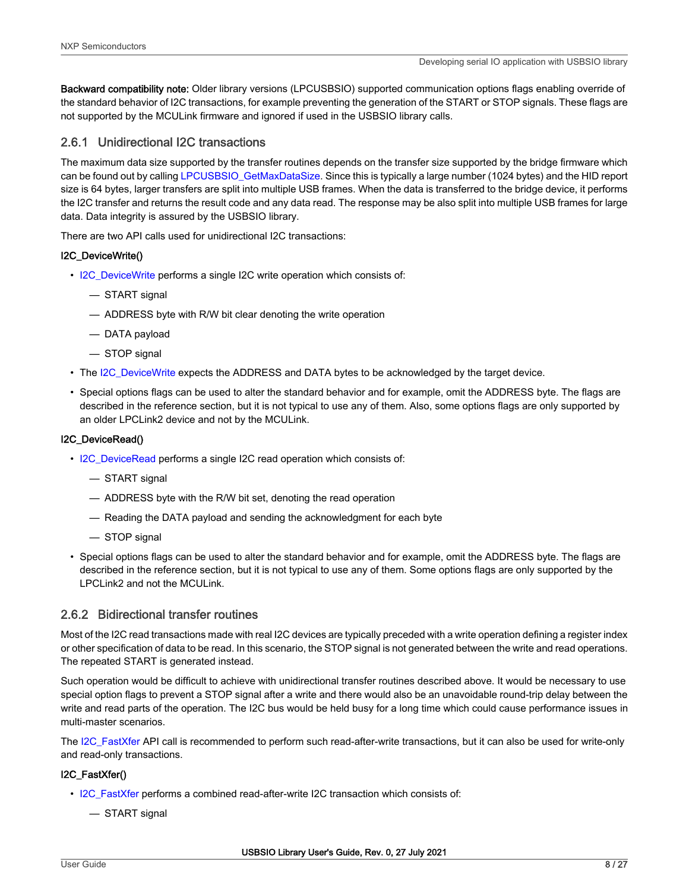**Backward compatibility note:** Older library versions (LPCUSBSIO) supported communication options flags enabling override of the standard behavior of I2C transactions, for example preventing the generation of the START or STOP signals. These flags are not supported by the MCULink firmware and ignored if used in the USBSIO library calls.

### 2.6.1 Unidirectional I2C transactions

The maximum data size supported by the transfer routines depends on the transfer size supported by the bridge firmware which can be found out by calling LPCUSBSIO_GetMaxDataSize. Since this is typically a large number (1024 bytes) and the HID report size is 64 bytes, larger transfers are split into multiple USB frames. When the data is transferred to the bridge device, it performs the I2C transfer and returns the result code and any data read. The response may be also split into multiple USB frames for large data. Data integrity is assured by the USBSIO library.

There are two API calls used for unidirectional I2C transactions:

**I2C_DeviceWrite()**

- I2C_DeviceWrite performs a single I2C write operation which consists of:
  - START signal
  - ADDRESS byte with R/W bit clear denoting the write operation
  - DATA payload
  - STOP signal
- The I2C_DeviceWrite expects the ADDRESS and DATA bytes to be acknowledged by the target device.
- Special options flags can be used to alter the standard behavior and for example, omit the ADDRESS byte. The flags are described in the reference section, but it is not typical to use any of them. Also, some options flags are only supported by an older LPCLink2 device and not by the MCULink.

**I2C_DeviceRead()**

- I2C_DeviceRead performs a single I2C read operation which consists of:
  - START signal
  - ADDRESS byte with the R/W bit set, denoting the read operation
  - Reading the DATA payload and sending the acknowledgment for each byte
  - STOP signal
- Special options flags can be used to alter the standard behavior and for example, omit the ADDRESS byte. The flags are described in the reference section, but it is not typical to use any of them. Some options flags are only supported by the LPCLink2 and not the MCULink.

### 2.6.2 Bidirectional transfer routines

Most of the I2C read transactions made with real I2C devices are typically preceded with a write operation defining a register index or other specification of data to be read. In this scenario, the STOP signal is not generated between the write and read operations. The repeated START is generated instead.

Such operation would be difficult to achieve with unidirectional transfer routines described above. It would be necessary to use special option flags to prevent a STOP signal after a write and there would also be an unavoidable round-trip delay between the write and read parts of the operation. The I2C bus would be held busy for a long time which could cause performance issues in multi-master scenarios.

The I2C_FastXfer API call is recommended to perform such read-after-write transactions, but it can also be used for write-only and read-only transactions.

**I2C_FastXfer()**

- I2C_FastXfer performs a combined read-after-write I2C transaction which consists of:
  - START signal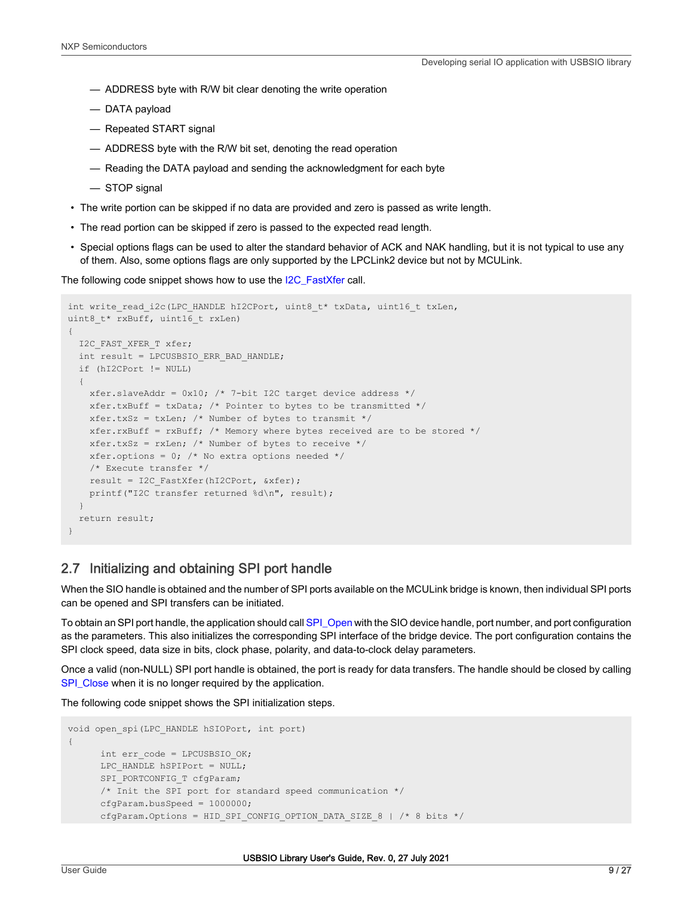— ADDRESS byte with R/W bit clear denoting the write operation

— DATA payload

— Repeated START signal

— ADDRESS byte with the R/W bit set, denoting the read operation

— Reading the DATA payload and sending the acknowledgment for each byte

— STOP signal

- The write portion can be skipped if no data are provided and zero is passed as write length.
- The read portion can be skipped if zero is passed to the expected read length.
- Special options flags can be used to alter the standard behavior of ACK and NAK handling, but it is not typical to use any of them. Also, some options flags are only supported by the LPCLink2 device but not by MCULink.

The following code snippet shows how to use the I2C_FastXfer call.

```
int write_read_i2c(LPC_HANDLE hI2CPort, uint8_t* txData, uint16_t txLen,
uint8_t* rxBuff, uint16_t rxLen)
{
  I2C_FAST_XFER_T xfer;
  int result = LPCUSBSIO_ERR_BAD_HANDLE;
  if (hI2CPort != NULL)
  {
    xfer.slaveAddr = 0x10; /* 7-bit I2C target device address */
    xfer.txBuff = txData; /* Pointer to bytes to be transmitted */
    xfer.txSz = txLen; /* Number of bytes to transmit */
    xfer.rxBuff = rxBuff; /* Memory where bytes received are to be stored */
    xfer.txSz = rxLen; /* Number of bytes to receive */
    xfer.options = 0; /* No extra options needed */
    /* Execute transfer */
    result = I2C_FastXfer(hI2CPort, &xfer);
    printf("I2C transfer returned %d\n", result);
  }
  return result;
}
```

## 2.7 Initializing and obtaining SPI port handle

When the SIO handle is obtained and the number of SPI ports available on the MCULink bridge is known, then individual SPI ports can be opened and SPI transfers can be initiated.

To obtain an SPI port handle, the application should call SPI_Open with the SIO device handle, port number, and port configuration as the parameters. This also initializes the corresponding SPI interface of the bridge device. The port configuration contains the SPI clock speed, data size in bits, clock phase, polarity, and data-to-clock delay parameters.

Once a valid (non-NULL) SPI port handle is obtained, the port is ready for data transfers. The handle should be closed by calling SPI_Close when it is no longer required by the application.

The following code snippet shows the SPI initialization steps.

```
void open_spi(LPC_HANDLE hSIOPort, int port)
{
      int err_code = LPCUSBSIO_OK;
      LPC_HANDLE hSPIPort = NULL;
      SPI_PORTCONFIG_T cfgParam;
      /* Init the SPI port for standard speed communication */
      cfgParam.busSpeed = 1000000;
      cfgParam.Options = HID_SPI_CONFIG_OPTION_DATA_SIZE_8 | /* 8 bits */
```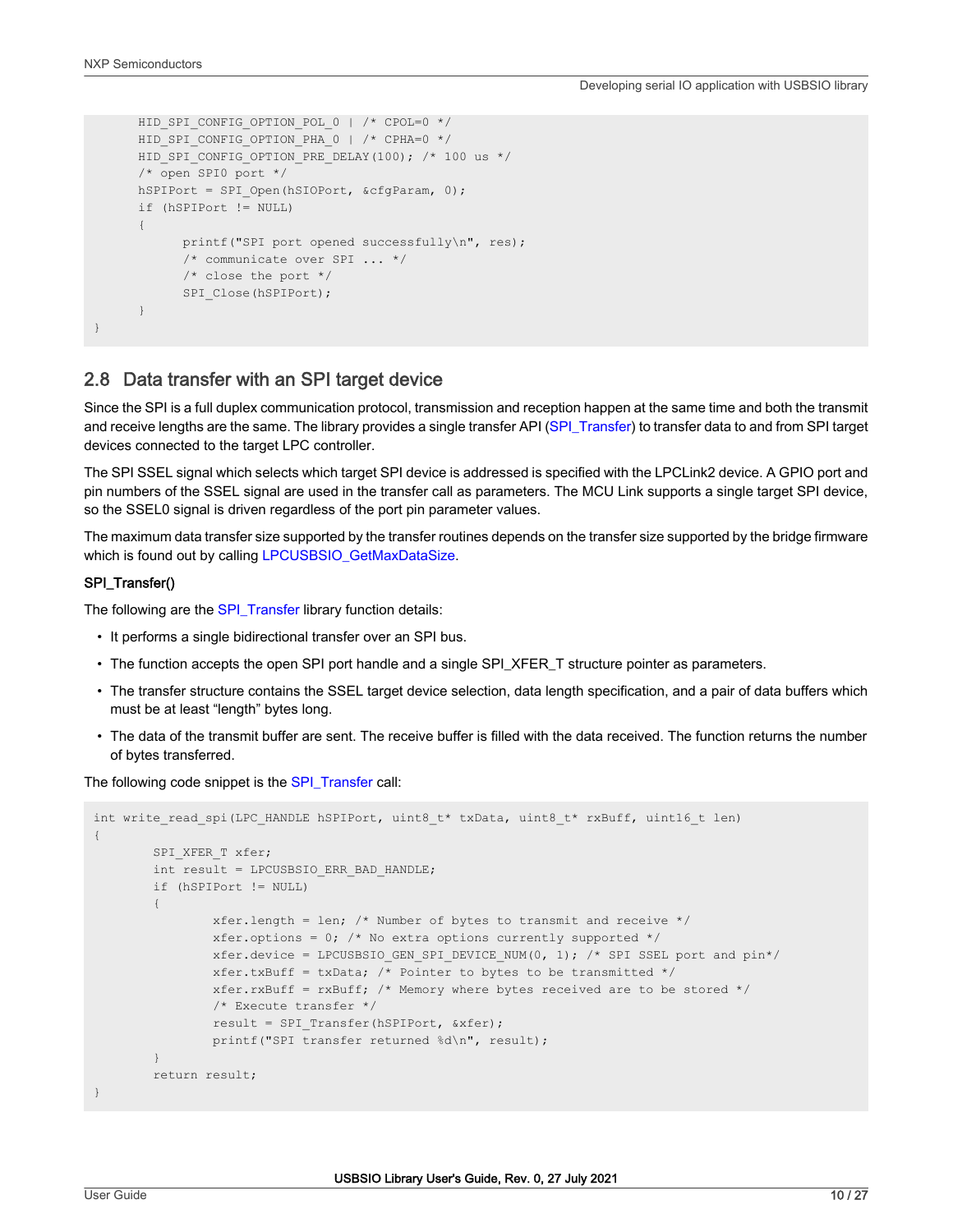```
        HID_SPI_CONFIG_OPTION_POL_0 | /* CPOL=0 */
        HID_SPI_CONFIG_OPTION_PHA_0 | /* CPHA=0 */
        HID_SPI_CONFIG_OPTION_PRE_DELAY(100); /* 100 us */
        /* open SPI0 port */
        hSPIPort = SPI_Open(hSIOPort, &cfgParam, 0);
        if (hSPIPort != NULL)
        {
              printf("SPI port opened successfully\n", res);
              /* communicate over SPI ... */
              /* close the port */
              SPI_Close(hSPIPort);
        }
}
```

## 2.8 Data transfer with an SPI target device

Since the SPI is a full duplex communication protocol, transmission and reception happen at the same time and both the transmit and receive lengths are the same. The library provides a single transfer API (SPI_Transfer) to transfer data to and from SPI target devices connected to the target LPC controller.

The SPI SSEL signal which selects which target SPI device is addressed is specified with the LPCLink2 device. A GPIO port and pin numbers of the SSEL signal are used in the transfer call as parameters. The MCU Link supports a single target SPI device, so the SSEL0 signal is driven regardless of the port pin parameter values.

The maximum data transfer size supported by the transfer routines depends on the transfer size supported by the bridge firmware which is found out by calling LPCUSBSIO_GetMaxDataSize.

**SPI_Transfer()**

The following are the SPI_Transfer library function details:

- It performs a single bidirectional transfer over an SPI bus.
- The function accepts the open SPI port handle and a single SPI_XFER_T structure pointer as parameters.
- The transfer structure contains the SSEL target device selection, data length specification, and a pair of data buffers which must be at least "length" bytes long.
- The data of the transmit buffer are sent. The receive buffer is filled with the data received. The function returns the number of bytes transferred.

The following code snippet is the SPI_Transfer call:

```
int write_read_spi(LPC_HANDLE hSPIPort, uint8_t* txData, uint8_t* rxBuff, uint16_t len)
{
        SPI_XFER_T xfer;
        int result = LPCUSBSIO_ERR_BAD_HANDLE;
        if (hSPIPort != NULL)
        {
                xfer.length = len; /* Number of bytes to transmit and receive */
                xfer.options = 0; /* No extra options currently supported */
                xfer.device = LPCUSBSIO_GEN_SPI_DEVICE_NUM(0, 1); /* SPI SSEL port and pin*/
                xfer.txBuff = txData; /* Pointer to bytes to be transmitted */
                xfer.rxBuff = rxBuff; /* Memory where bytes received are to be stored */
                /* Execute transfer */
                result = SPI_Transfer(hSPIPort, &xfer);
                printf("SPI transfer returned %d\n", result);
        }
        return result;
}
```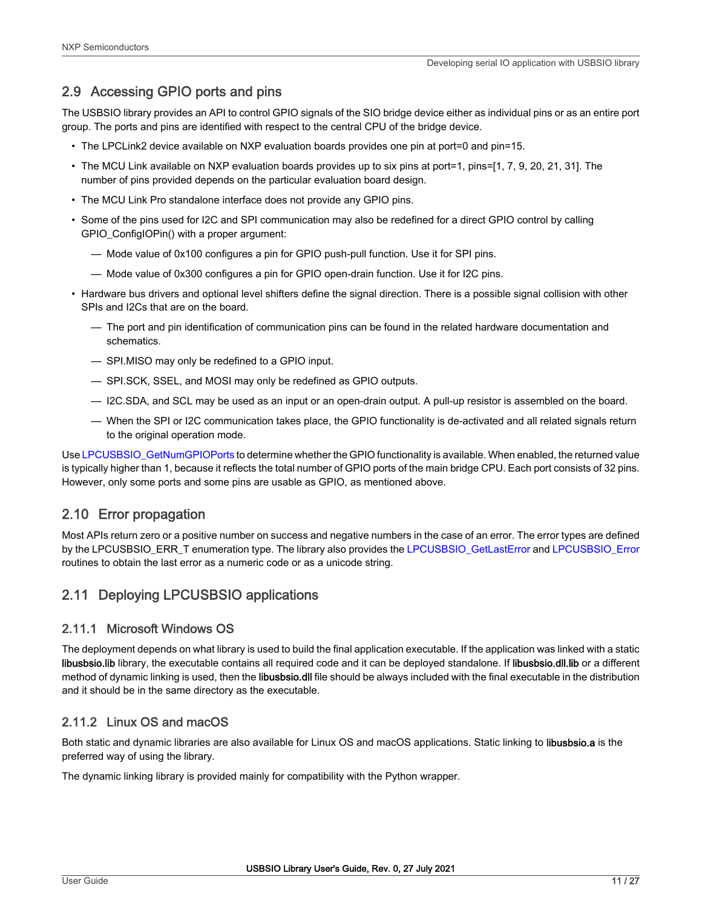## 2.9 Accessing GPIO ports and pins

The USBSIO library provides an API to control GPIO signals of the SIO bridge device either as individual pins or as an entire port group. The ports and pins are identified with respect to the central CPU of the bridge device.

- The LPCLink2 device available on NXP evaluation boards provides one pin at port=0 and pin=15.
- The MCU Link available on NXP evaluation boards provides up to six pins at port=1, pins=[1, 7, 9, 20, 21, 31]. The number of pins provided depends on the particular evaluation board design.
- The MCU Link Pro standalone interface does not provide any GPIO pins.
- Some of the pins used for I2C and SPI communication may also be redefined for a direct GPIO control by calling GPIO_ConfigIOPin() with a proper argument:
  - Mode value of 0x100 configures a pin for GPIO push-pull function. Use it for SPI pins.
  - Mode value of 0x300 configures a pin for GPIO open-drain function. Use it for I2C pins.
- Hardware bus drivers and optional level shifters define the signal direction. There is a possible signal collision with other SPIs and I2Cs that are on the board.
  - The port and pin identification of communication pins can be found in the related hardware documentation and schematics.
  - SPI.MISO may only be redefined to a GPIO input.
  - SPI.SCK, SSEL, and MOSI may only be redefined as GPIO outputs.
  - I2C.SDA, and SCL may be used as an input or an open-drain output. A pull-up resistor is assembled on the board.
  - When the SPI or I2C communication takes place, the GPIO functionality is de-activated and all related signals return to the original operation mode.

Use LPCUSBSIO_GetNumGPIOPorts to determine whether the GPIO functionality is available. When enabled, the returned value is typically higher than 1, because it reflects the total number of GPIO ports of the main bridge CPU. Each port consists of 32 pins. However, only some ports and some pins are usable as GPIO, as mentioned above.

## 2.10 Error propagation

Most APIs return zero or a positive number on success and negative numbers in the case of an error. The error types are defined by the LPCUSBSIO_ERR_T enumeration type. The library also provides the LPCUSBSIO_GetLastError and LPCUSBSIO_Error routines to obtain the last error as a numeric code or as a unicode string.

## 2.11 Deploying LPCUSBSIO applications

### 2.11.1 Microsoft Windows OS

The deployment depends on what library is used to build the final application executable. If the application was linked with a static **libusbsio.lib** library, the executable contains all required code and it can be deployed standalone. If **libusbsio.dll.lib** or a different method of dynamic linking is used, then the **libusbsio.dll** file should be always included with the final executable in the distribution and it should be in the same directory as the executable.

### 2.11.2 Linux OS and macOS

Both static and dynamic libraries are also available for Linux OS and macOS applications. Static linking to **libusbsio.a** is the preferred way of using the library.

The dynamic linking library is provided mainly for compatibility with the Python wrapper.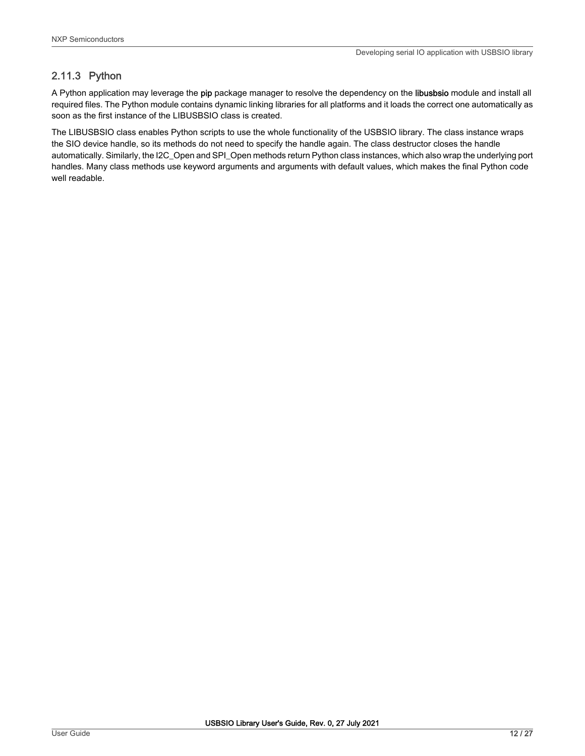### 2.11.3 Python

A Python application may leverage the **pip** package manager to resolve the dependency on the **libusbsio** module and install all required files. The Python module contains dynamic linking libraries for all platforms and it loads the correct one automatically as soon as the first instance of the LIBUSBSIO class is created.

The LIBUSBSIO class enables Python scripts to use the whole functionality of the USBSIO library. The class instance wraps the SIO device handle, so its methods do not need to specify the handle again. The class destructor closes the handle automatically. Similarly, the I2C_Open and SPI_Open methods return Python class instances, which also wrap the underlying port handles. Many class methods use keyword arguments and arguments with default values, which makes the final Python code well readable.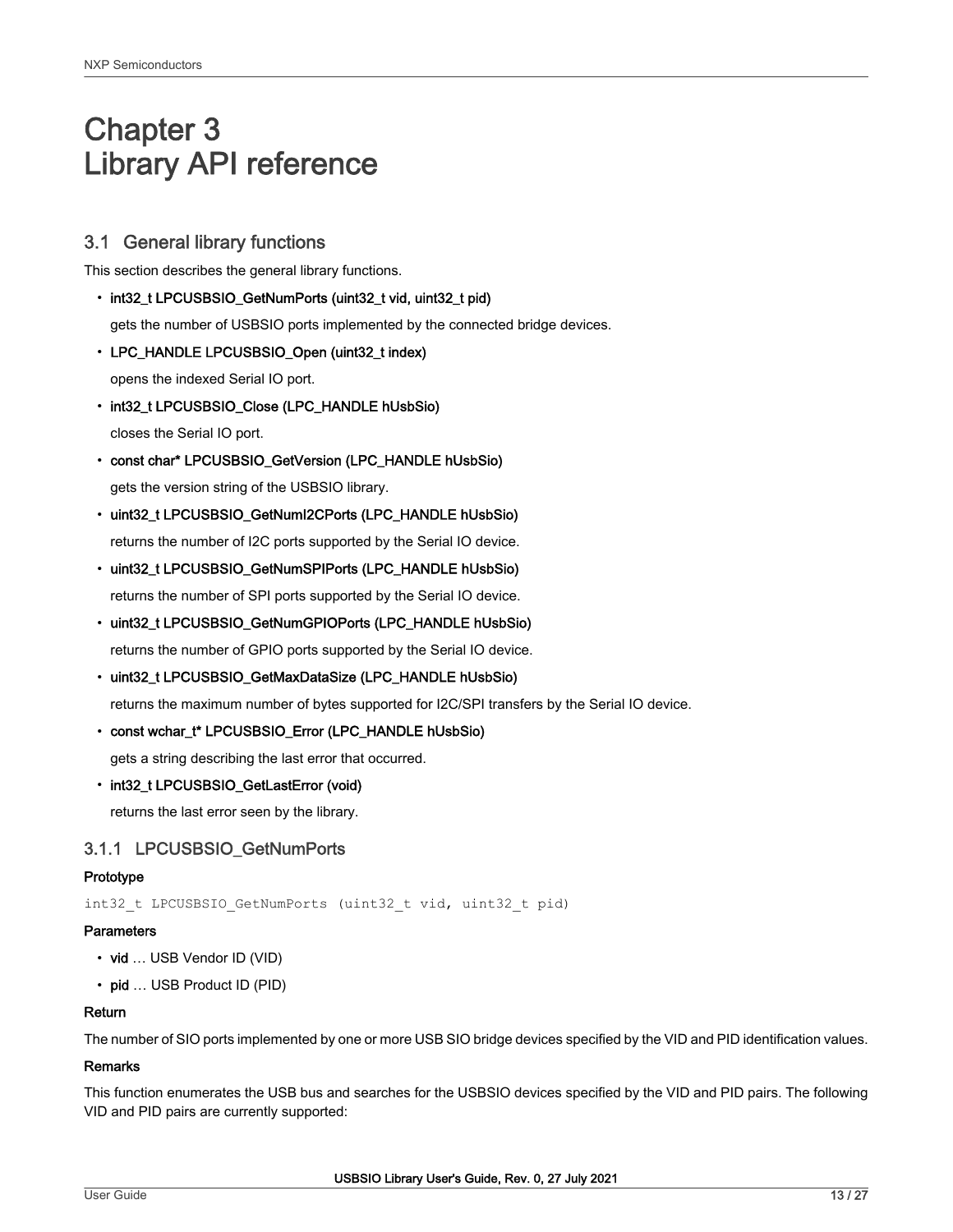# Chapter 3 Library API reference

## 3.1 General library functions

This section describes the general library functions.

- **int32_t LPCUSBSIO_GetNumPorts (uint32_t vid, uint32_t pid)**

  gets the number of USBSIO ports implemented by the connected bridge devices.

- **LPC_HANDLE LPCUSBSIO_Open (uint32_t index)**

  opens the indexed Serial IO port.

- **int32_t LPCUSBSIO_Close (LPC_HANDLE hUsbSio)**

  closes the Serial IO port.

- **const char* LPCUSBSIO_GetVersion (LPC_HANDLE hUsbSio)**

  gets the version string of the USBSIO library.

- **uint32_t LPCUSBSIO_GetNumI2CPorts (LPC_HANDLE hUsbSio)**

  returns the number of I2C ports supported by the Serial IO device.

- **uint32_t LPCUSBSIO_GetNumSPIPorts (LPC_HANDLE hUsbSio)**

  returns the number of SPI ports supported by the Serial IO device.

- **uint32_t LPCUSBSIO_GetNumGPIOPorts (LPC_HANDLE hUsbSio)**

  returns the number of GPIO ports supported by the Serial IO device.

- **uint32_t LPCUSBSIO_GetMaxDataSize (LPC_HANDLE hUsbSio)**

  returns the maximum number of bytes supported for I2C/SPI transfers by the Serial IO device.

- **const wchar_t* LPCUSBSIO_Error (LPC_HANDLE hUsbSio)**

  gets a string describing the last error that occurred.

- **int32_t LPCUSBSIO_GetLastError (void)**

  returns the last error seen by the library.

### 3.1.1 LPCUSBSIO_GetNumPorts

**Prototype**

```
int32_t LPCUSBSIO_GetNumPorts (uint32_t vid, uint32_t pid)
```

**Parameters**

- **vid** … USB Vendor ID (VID)
- **pid** … USB Product ID (PID)

**Return**

The number of SIO ports implemented by one or more USB SIO bridge devices specified by the VID and PID identification values.

**Remarks**

This function enumerates the USB bus and searches for the USBSIO devices specified by the VID and PID pairs. The following VID and PID pairs are currently supported: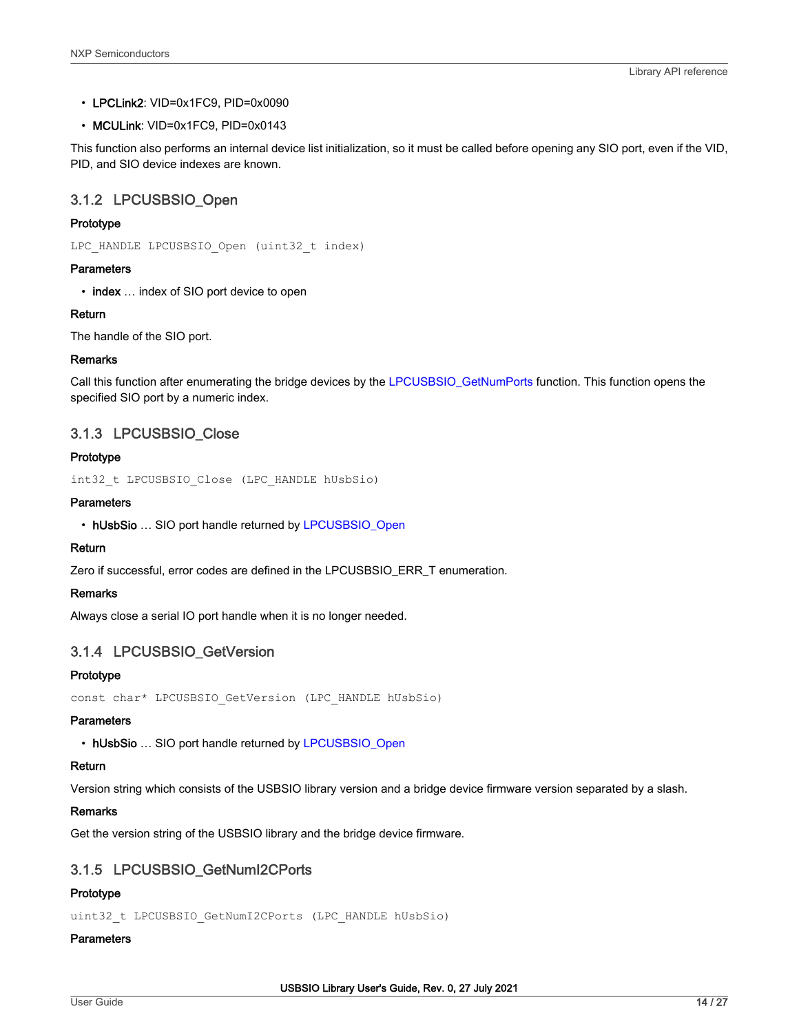- **LPCLink2**: VID=0x1FC9, PID=0x0090
- **MCULink**: VID=0x1FC9, PID=0x0143

This function also performs an internal device list initialization, so it must be called before opening any SIO port, even if the VID, PID, and SIO device indexes are known.

### 3.1.2 LPCUSBSIO_Open

**Prototype**

```
LPC_HANDLE LPCUSBSIO_Open (uint32_t index)
```

**Parameters**

- **index** … index of SIO port device to open

**Return**

The handle of the SIO port.

**Remarks**

Call this function after enumerating the bridge devices by the LPCUSBSIO_GetNumPorts function. This function opens the specified SIO port by a numeric index.

### 3.1.3 LPCUSBSIO_Close

**Prototype**

```
int32_t LPCUSBSIO_Close (LPC_HANDLE hUsbSio)
```

**Parameters**

- **hUsbSio** … SIO port handle returned by LPCUSBSIO_Open

**Return**

Zero if successful, error codes are defined in the LPCUSBSIO_ERR_T enumeration.

**Remarks**

Always close a serial IO port handle when it is no longer needed.

### 3.1.4 LPCUSBSIO_GetVersion

**Prototype**

```
const char* LPCUSBSIO_GetVersion (LPC_HANDLE hUsbSio)
```

**Parameters**

- **hUsbSio** … SIO port handle returned by LPCUSBSIO_Open

**Return**

Version string which consists of the USBSIO library version and a bridge device firmware version separated by a slash.

**Remarks**

Get the version string of the USBSIO library and the bridge device firmware.

### 3.1.5 LPCUSBSIO_GetNumI2CPorts

**Prototype**

```
uint32_t LPCUSBSIO_GetNumI2CPorts (LPC_HANDLE hUsbSio)
```

**Parameters**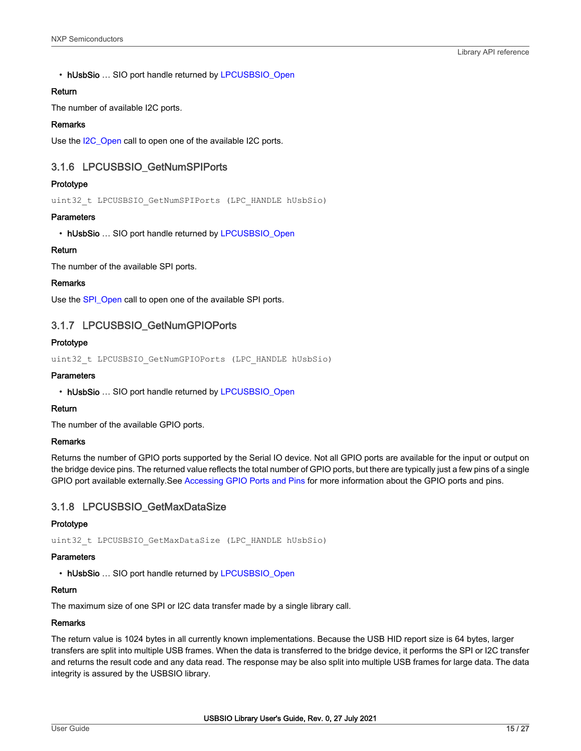- **hUsbSio** … SIO port handle returned by LPCUSBSIO_Open

**Return**

The number of available I2C ports.

**Remarks**

Use the I2C_Open call to open one of the available I2C ports.

### 3.1.6 LPCUSBSIO_GetNumSPIPorts

**Prototype**

```
uint32_t LPCUSBSIO_GetNumSPIPorts (LPC_HANDLE hUsbSio)
```

**Parameters**

- **hUsbSio** … SIO port handle returned by LPCUSBSIO_Open

**Return**

The number of the available SPI ports.

**Remarks**

Use the SPI_Open call to open one of the available SPI ports.

### 3.1.7 LPCUSBSIO_GetNumGPIOPorts

**Prototype**

```
uint32_t LPCUSBSIO_GetNumGPIOPorts (LPC_HANDLE hUsbSio)
```

**Parameters**

- **hUsbSio** … SIO port handle returned by LPCUSBSIO_Open

**Return**

The number of the available GPIO ports.

**Remarks**

Returns the number of GPIO ports supported by the Serial IO device. Not all GPIO ports are available for the input or output on the bridge device pins. The returned value reflects the total number of GPIO ports, but there are typically just a few pins of a single GPIO port available externally.See Accessing GPIO Ports and Pins for more information about the GPIO ports and pins.

### 3.1.8 LPCUSBSIO_GetMaxDataSize

**Prototype**

```
uint32_t LPCUSBSIO_GetMaxDataSize (LPC_HANDLE hUsbSio)
```

**Parameters**

- **hUsbSio** … SIO port handle returned by LPCUSBSIO_Open

**Return**

The maximum size of one SPI or I2C data transfer made by a single library call.

**Remarks**

The return value is 1024 bytes in all currently known implementations. Because the USB HID report size is 64 bytes, larger transfers are split into multiple USB frames. When the data is transferred to the bridge device, it performs the SPI or I2C transfer and returns the result code and any data read. The response may be also split into multiple USB frames for large data. The data integrity is assured by the USBSIO library.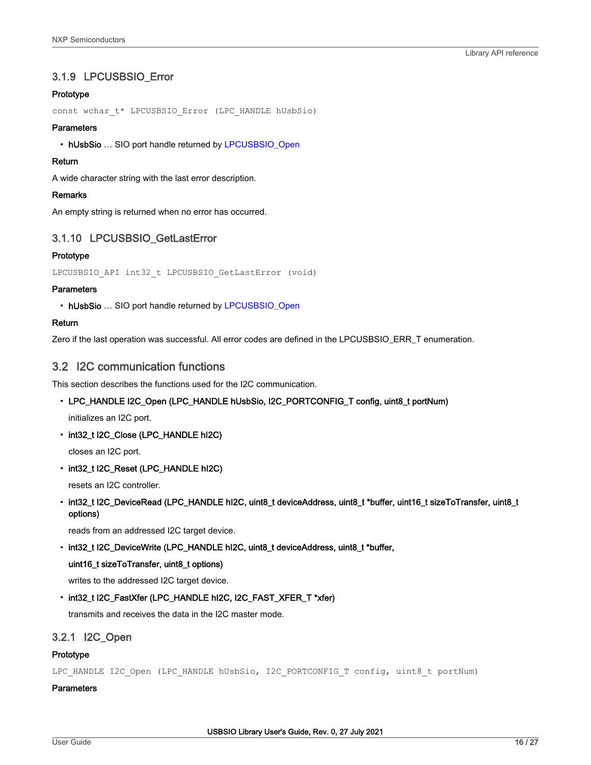### 3.1.9 LPCUSBSIO_Error

**Prototype**

```
const wchar_t* LPCUSBSIO_Error (LPC_HANDLE hUsbSio)
```

**Parameters**

- **hUsbSio** … SIO port handle returned by LPCUSBSIO_Open

**Return**

A wide character string with the last error description.

**Remarks**

An empty string is returned when no error has occurred.

### 3.1.10 LPCUSBSIO_GetLastError

**Prototype**

```
LPCUSBSIO_API int32_t LPCUSBSIO_GetLastError (void)
```

**Parameters**

- **hUsbSio** … SIO port handle returned by LPCUSBSIO_Open

**Return**

Zero if the last operation was successful. All error codes are defined in the LPCUSBSIO_ERR_T enumeration.

## 3.2 I2C communication functions

This section describes the functions used for the I2C communication.

- **LPC_HANDLE I2C_Open (LPC_HANDLE hUsbSio, I2C_PORTCONFIG_T config, uint8_t portNum)**

  initializes an I2C port.

- **int32_t I2C_Close (LPC_HANDLE hI2C)**

  closes an I2C port.

- **int32_t I2C_Reset (LPC_HANDLE hI2C)**

  resets an I2C controller.

- **int32_t I2C_DeviceRead (LPC_HANDLE hI2C, uint8_t deviceAddress, uint8_t *buffer, uint16_t sizeToTransfer, uint8_t options)**

  reads from an addressed I2C target device.

- **int32_t I2C_DeviceWrite (LPC_HANDLE hI2C, uint8_t deviceAddress, uint8_t *buffer, uint16_t sizeToTransfer, uint8_t options)**

  writes to the addressed I2C target device.

- **int32_t I2C_FastXfer (LPC_HANDLE hI2C, I2C_FAST_XFER_T *xfer)**

  transmits and receives the data in the I2C master mode.

### 3.2.1 I2C_Open

**Prototype**

```
LPC_HANDLE I2C_Open (LPC_HANDLE hUsbSio, I2C_PORTCONFIG_T config, uint8_t portNum)
```

**Parameters**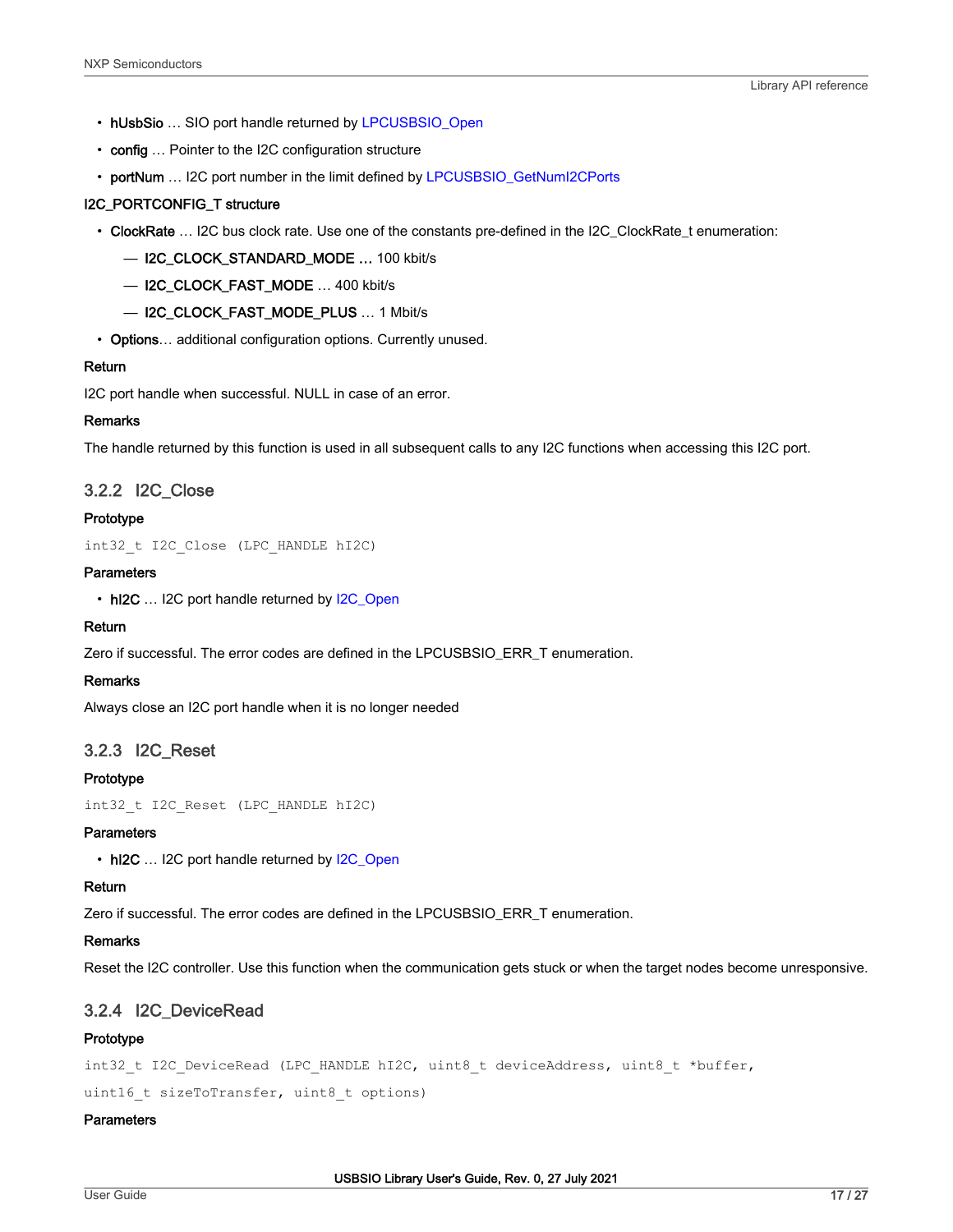- **hUsbSio** … SIO port handle returned by LPCUSBSIO_Open
- **config** … Pointer to the I2C configuration structure
- **portNum** … I2C port number in the limit defined by LPCUSBSIO_GetNumI2CPorts

**I2C_PORTCONFIG_T structure**

- **ClockRate** … I2C bus clock rate. Use one of the constants pre-defined in the I2C_ClockRate_t enumeration:
  - **I2C_CLOCK_STANDARD_MODE …** 100 kbit/s
  - **I2C_CLOCK_FAST_MODE** … 400 kbit/s
  - **I2C_CLOCK_FAST_MODE_PLUS** … 1 Mbit/s
- **Options**… additional configuration options. Currently unused.

**Return**

I2C port handle when successful. NULL in case of an error.

**Remarks**

The handle returned by this function is used in all subsequent calls to any I2C functions when accessing this I2C port.

### 3.2.2 I2C_Close

**Prototype**

```
int32_t I2C_Close (LPC_HANDLE hI2C)
```

**Parameters**

- **hI2C** … I2C port handle returned by I2C_Open

**Return**

Zero if successful. The error codes are defined in the LPCUSBSIO_ERR_T enumeration.

**Remarks**

Always close an I2C port handle when it is no longer needed

### 3.2.3 I2C_Reset

**Prototype**

```
int32_t I2C_Reset (LPC_HANDLE hI2C)
```

**Parameters**

- **hI2C** … I2C port handle returned by I2C_Open

**Return**

Zero if successful. The error codes are defined in the LPCUSBSIO_ERR_T enumeration.

**Remarks**

Reset the I2C controller. Use this function when the communication gets stuck or when the target nodes become unresponsive.

### 3.2.4 I2C_DeviceRead

**Prototype**

```
int32_t I2C_DeviceRead (LPC_HANDLE hI2C, uint8_t deviceAddress, uint8_t *buffer,
uint16_t sizeToTransfer, uint8_t options)
```

**Parameters**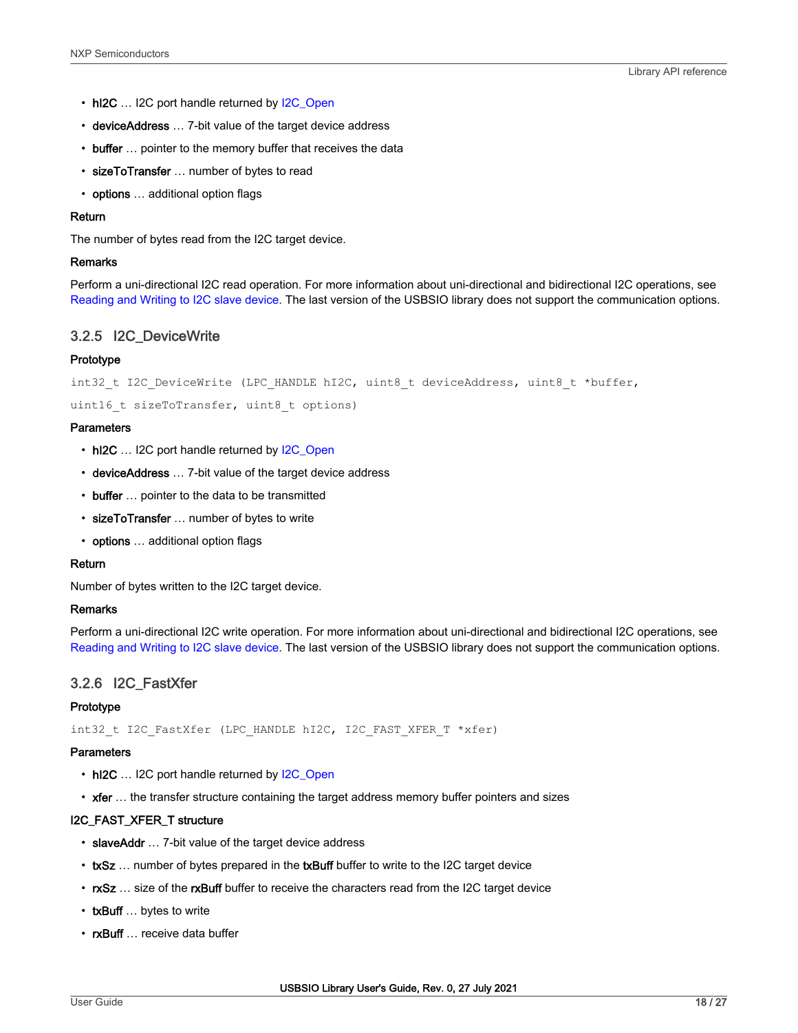- **hI2C** … I2C port handle returned by I2C_Open
- **deviceAddress** … 7-bit value of the target device address
- **buffer** … pointer to the memory buffer that receives the data
- **sizeToTransfer** … number of bytes to read
- **options** … additional option flags

**Return**

The number of bytes read from the I2C target device.

**Remarks**

Perform a uni-directional I2C read operation. For more information about uni-directional and bidirectional I2C operations, see Reading and Writing to I2C slave device. The last version of the USBSIO library does not support the communication options.

### 3.2.5 I2C_DeviceWrite

**Prototype**

```
int32_t I2C_DeviceWrite (LPC_HANDLE hI2C, uint8_t deviceAddress, uint8_t *buffer,
uint16_t sizeToTransfer, uint8_t options)
```

**Parameters**

- **hI2C** … I2C port handle returned by I2C_Open
- **deviceAddress** … 7-bit value of the target device address
- **buffer** … pointer to the data to be transmitted
- **sizeToTransfer** … number of bytes to write
- **options** … additional option flags

**Return**

Number of bytes written to the I2C target device.

**Remarks**

Perform a uni-directional I2C write operation. For more information about uni-directional and bidirectional I2C operations, see Reading and Writing to I2C slave device. The last version of the USBSIO library does not support the communication options.

### 3.2.6 I2C_FastXfer

**Prototype**

```
int32_t I2C_FastXfer (LPC_HANDLE hI2C, I2C_FAST_XFER_T *xfer)
```

**Parameters**

- **hI2C** … I2C port handle returned by I2C_Open
- **xfer** … the transfer structure containing the target address memory buffer pointers and sizes

**I2C_FAST_XFER_T structure**

- **slaveAddr** … 7-bit value of the target device address
- **txSz** … number of bytes prepared in the **txBuff** buffer to write to the I2C target device
- **rxSz** … size of the **rxBuff** buffer to receive the characters read from the I2C target device
- **txBuff** … bytes to write
- **rxBuff** … receive data buffer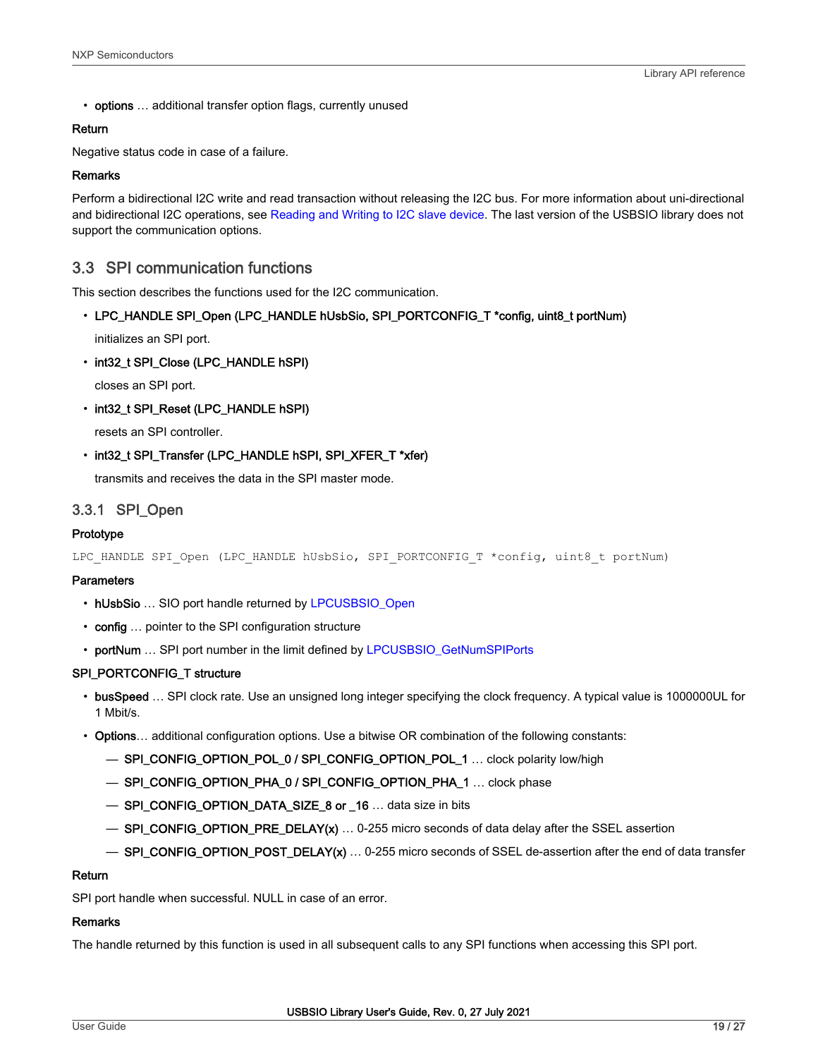- **options** … additional transfer option flags, currently unused

**Return**

Negative status code in case of a failure.

**Remarks**

Perform a bidirectional I2C write and read transaction without releasing the I2C bus. For more information about uni-directional and bidirectional I2C operations, see Reading and Writing to I2C slave device. The last version of the USBSIO library does not support the communication options.

## 3.3 SPI communication functions

This section describes the functions used for the I2C communication.

- **LPC_HANDLE SPI_Open (LPC_HANDLE hUsbSio, SPI_PORTCONFIG_T *config, uint8_t portNum)**

  initializes an SPI port.

- **int32_t SPI_Close (LPC_HANDLE hSPI)**

  closes an SPI port.

- **int32_t SPI_Reset (LPC_HANDLE hSPI)**

  resets an SPI controller.

- **int32_t SPI_Transfer (LPC_HANDLE hSPI, SPI_XFER_T *xfer)**

  transmits and receives the data in the SPI master mode.

### 3.3.1 SPI_Open

**Prototype**

```
LPC_HANDLE SPI_Open (LPC_HANDLE hUsbSio, SPI_PORTCONFIG_T *config, uint8_t portNum)
```

**Parameters**

- **hUsbSio** … SIO port handle returned by LPCUSBSIO_Open
- **config** … pointer to the SPI configuration structure
- **portNum** … SPI port number in the limit defined by LPCUSBSIO_GetNumSPIPorts

**SPI_PORTCONFIG_T structure**

- **busSpeed** … SPI clock rate. Use an unsigned long integer specifying the clock frequency. A typical value is 1000000UL for 1 Mbit/s.
- **Options**… additional configuration options. Use a bitwise OR combination of the following constants:
  - **SPI_CONFIG_OPTION_POL_0 / SPI_CONFIG_OPTION_POL_1** … clock polarity low/high
  - **SPI_CONFIG_OPTION_PHA_0 / SPI_CONFIG_OPTION_PHA_1** … clock phase
  - **SPI_CONFIG_OPTION_DATA_SIZE_8 or _16** … data size in bits
  - **SPI_CONFIG_OPTION_PRE_DELAY(x)** … 0-255 micro seconds of data delay after the SSEL assertion
  - **SPI_CONFIG_OPTION_POST_DELAY(x)** … 0-255 micro seconds of SSEL de-assertion after the end of data transfer

**Return**

SPI port handle when successful. NULL in case of an error.

**Remarks**

The handle returned by this function is used in all subsequent calls to any SPI functions when accessing this SPI port.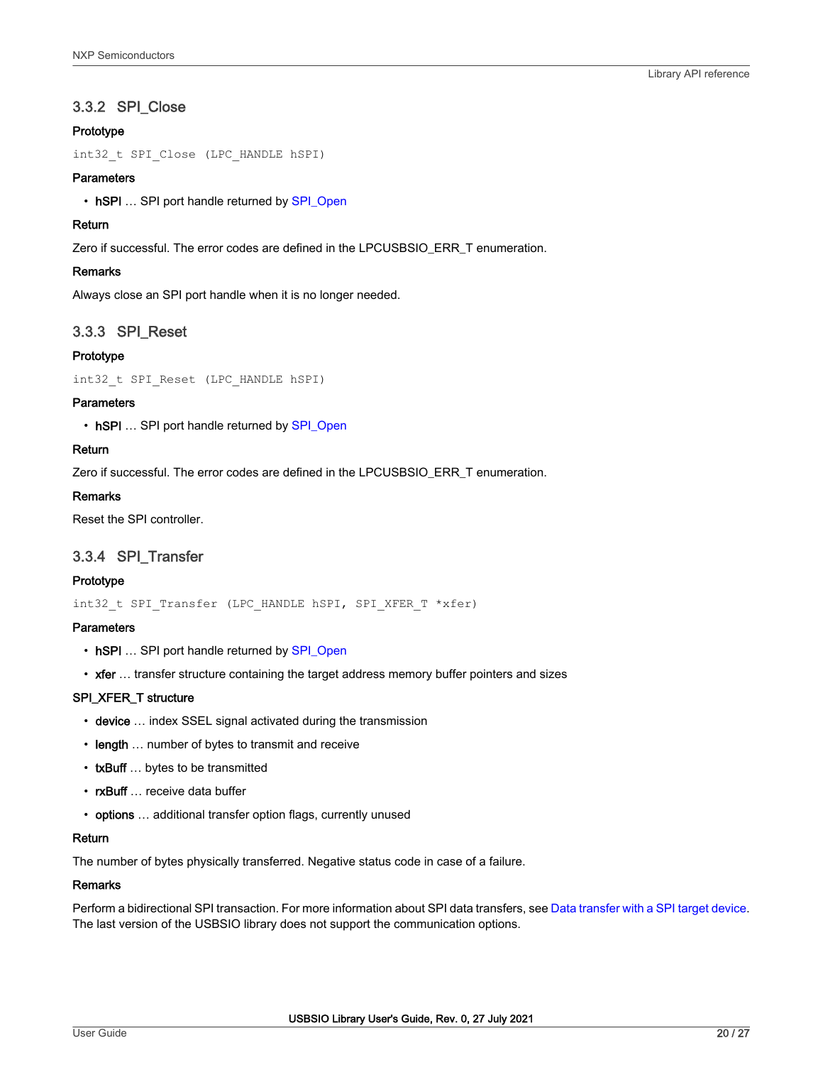### 3.3.2 SPI_Close

**Prototype**

```
int32_t SPI_Close (LPC_HANDLE hSPI)
```

**Parameters**

- **hSPI** … SPI port handle returned by SPI_Open

**Return**

Zero if successful. The error codes are defined in the LPCUSBSIO_ERR_T enumeration.

**Remarks**

Always close an SPI port handle when it is no longer needed.

### 3.3.3 SPI_Reset

**Prototype**

```
int32_t SPI_Reset (LPC_HANDLE hSPI)
```

**Parameters**

- **hSPI** … SPI port handle returned by SPI_Open

**Return**

Zero if successful. The error codes are defined in the LPCUSBSIO_ERR_T enumeration.

**Remarks**

Reset the SPI controller.

### 3.3.4 SPI_Transfer

**Prototype**

```
int32_t SPI_Transfer (LPC_HANDLE hSPI, SPI_XFER_T *xfer)
```

**Parameters**

- **hSPI** … SPI port handle returned by SPI_Open
- **xfer** … transfer structure containing the target address memory buffer pointers and sizes

**SPI_XFER_T structure**

- **device** … index SSEL signal activated during the transmission
- **length** … number of bytes to transmit and receive
- **txBuff** … bytes to be transmitted
- **rxBuff** … receive data buffer
- **options** … additional transfer option flags, currently unused

**Return**

The number of bytes physically transferred. Negative status code in case of a failure.

**Remarks**

Perform a bidirectional SPI transaction. For more information about SPI data transfers, see Data transfer with a SPI target device. The last version of the USBSIO library does not support the communication options.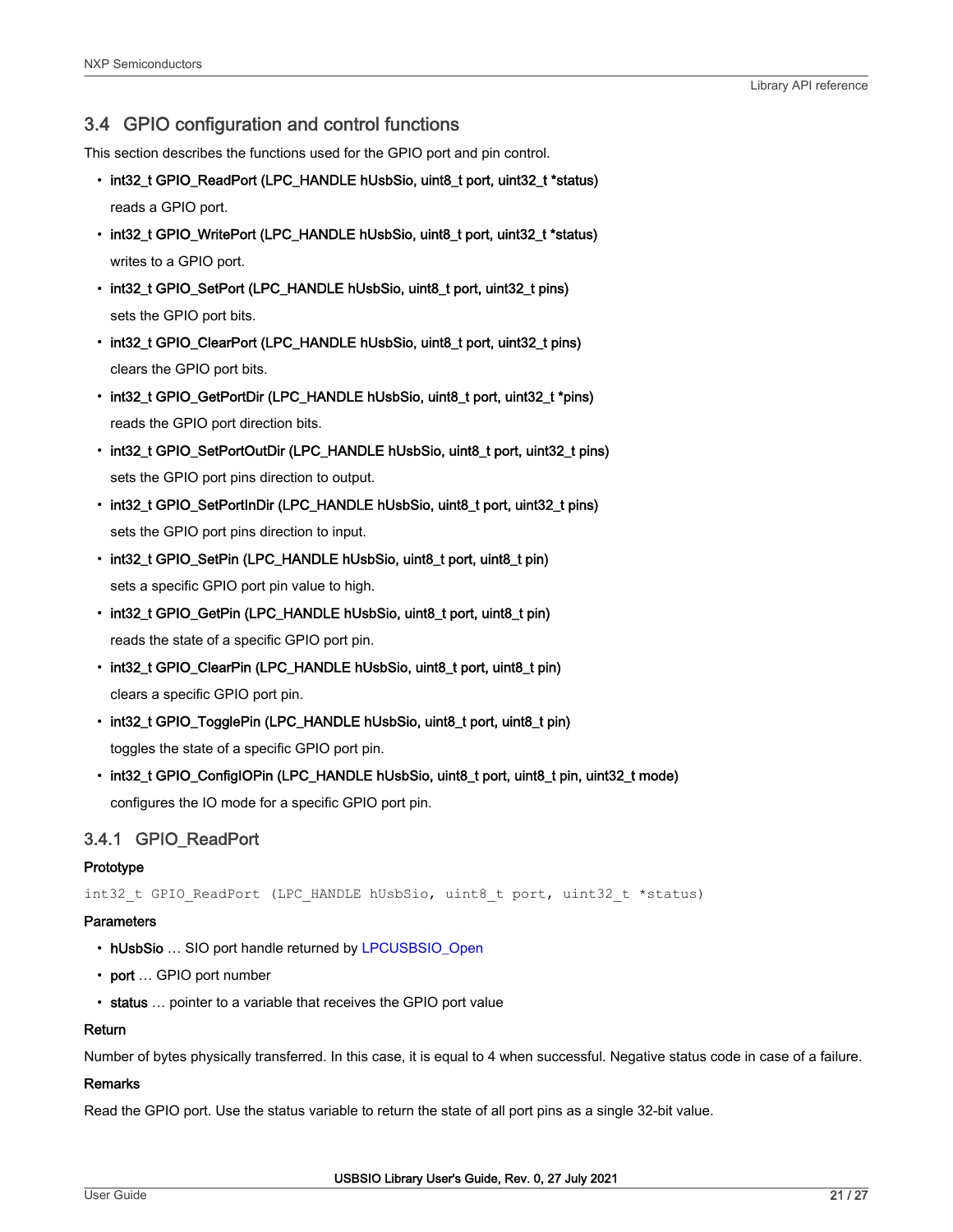## 3.4 GPIO configuration and control functions

This section describes the functions used for the GPIO port and pin control.

- **int32_t GPIO_ReadPort (LPC_HANDLE hUsbSio, uint8_t port, uint32_t *status)**

  reads a GPIO port.
- **int32_t GPIO_WritePort (LPC_HANDLE hUsbSio, uint8_t port, uint32_t *status)**

  writes to a GPIO port.
- **int32_t GPIO_SetPort (LPC_HANDLE hUsbSio, uint8_t port, uint32_t pins)**

  sets the GPIO port bits.
- **int32_t GPIO_ClearPort (LPC_HANDLE hUsbSio, uint8_t port, uint32_t pins)**

  clears the GPIO port bits.
- **int32_t GPIO_GetPortDir (LPC_HANDLE hUsbSio, uint8_t port, uint32_t *pins)**

  reads the GPIO port direction bits.
- **int32_t GPIO_SetPortOutDir (LPC_HANDLE hUsbSio, uint8_t port, uint32_t pins)**

  sets the GPIO port pins direction to output.
- **int32_t GPIO_SetPortInDir (LPC_HANDLE hUsbSio, uint8_t port, uint32_t pins)**

  sets the GPIO port pins direction to input.
- **int32_t GPIO_SetPin (LPC_HANDLE hUsbSio, uint8_t port, uint8_t pin)**

  sets a specific GPIO port pin value to high.
- **int32_t GPIO_GetPin (LPC_HANDLE hUsbSio, uint8_t port, uint8_t pin)**

  reads the state of a specific GPIO port pin.
- **int32_t GPIO_ClearPin (LPC_HANDLE hUsbSio, uint8_t port, uint8_t pin)**

  clears a specific GPIO port pin.
- **int32_t GPIO_TogglePin (LPC_HANDLE hUsbSio, uint8_t port, uint8_t pin)**

  toggles the state of a specific GPIO port pin.
- **int32_t GPIO_ConfigIOPin (LPC_HANDLE hUsbSio, uint8_t port, uint8_t pin, uint32_t mode)**

  configures the IO mode for a specific GPIO port pin.

### 3.4.1 GPIO_ReadPort

**Prototype**

```
int32_t GPIO_ReadPort (LPC_HANDLE hUsbSio, uint8_t port, uint32_t *status)
```

**Parameters**

- **hUsbSio** … SIO port handle returned by LPCUSBSIO_Open
- **port** … GPIO port number
- **status** … pointer to a variable that receives the GPIO port value

**Return**

Number of bytes physically transferred. In this case, it is equal to 4 when successful. Negative status code in case of a failure.

**Remarks**

Read the GPIO port. Use the status variable to return the state of all port pins as a single 32-bit value.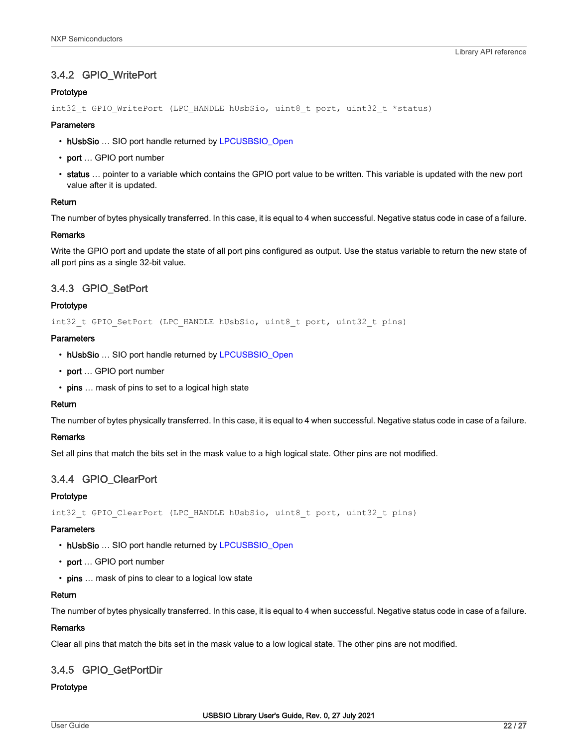### 3.4.2 GPIO_WritePort

#### Prototype

```
int32_t GPIO_WritePort (LPC_HANDLE hUsbSio, uint8_t port, uint32_t *status)
```

#### Parameters

- **hUsbSio** … SIO port handle returned by LPCUSBSIO_Open
- **port** … GPIO port number
- **status** … pointer to a variable which contains the GPIO port value to be written. This variable is updated with the new port value after it is updated.

#### Return

The number of bytes physically transferred. In this case, it is equal to 4 when successful. Negative status code in case of a failure.

#### Remarks

Write the GPIO port and update the state of all port pins configured as output. Use the status variable to return the new state of all port pins as a single 32-bit value.

### 3.4.3 GPIO_SetPort

#### Prototype

```
int32_t GPIO_SetPort (LPC_HANDLE hUsbSio, uint8_t port, uint32_t pins)
```

#### Parameters

- **hUsbSio** … SIO port handle returned by LPCUSBSIO_Open
- **port** … GPIO port number
- **pins** … mask of pins to set to a logical high state

#### Return

The number of bytes physically transferred. In this case, it is equal to 4 when successful. Negative status code in case of a failure.

#### Remarks

Set all pins that match the bits set in the mask value to a high logical state. Other pins are not modified.

### 3.4.4 GPIO_ClearPort

#### Prototype

```
int32_t GPIO_ClearPort (LPC_HANDLE hUsbSio, uint8_t port, uint32_t pins)
```

#### Parameters

- **hUsbSio** … SIO port handle returned by LPCUSBSIO_Open
- **port** … GPIO port number
- **pins** … mask of pins to clear to a logical low state

#### Return

The number of bytes physically transferred. In this case, it is equal to 4 when successful. Negative status code in case of a failure.

#### Remarks

Clear all pins that match the bits set in the mask value to a low logical state. The other pins are not modified.

### 3.4.5 GPIO_GetPortDir

#### Prototype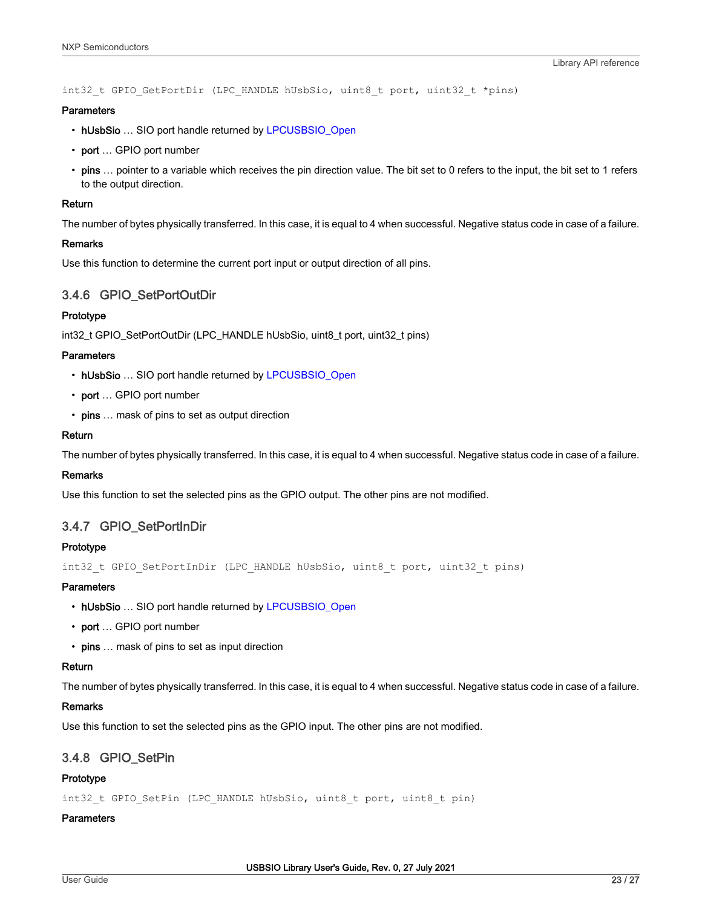```
int32_t GPIO_GetPortDir (LPC_HANDLE hUsbSio, uint8_t port, uint32_t *pins)
```

**Parameters**

- **hUsbSio** … SIO port handle returned by LPCUSBSIO_Open
- **port** … GPIO port number
- **pins** … pointer to a variable which receives the pin direction value. The bit set to 0 refers to the input, the bit set to 1 refers to the output direction.

**Return**

The number of bytes physically transferred. In this case, it is equal to 4 when successful. Negative status code in case of a failure.

**Remarks**

Use this function to determine the current port input or output direction of all pins.

### 3.4.6 GPIO_SetPortOutDir

**Prototype**

int32_t GPIO_SetPortOutDir (LPC_HANDLE hUsbSio, uint8_t port, uint32_t pins)

**Parameters**

- **hUsbSio** … SIO port handle returned by LPCUSBSIO_Open
- **port** … GPIO port number
- **pins** … mask of pins to set as output direction

**Return**

The number of bytes physically transferred. In this case, it is equal to 4 when successful. Negative status code in case of a failure.

**Remarks**

Use this function to set the selected pins as the GPIO output. The other pins are not modified.

### 3.4.7 GPIO_SetPortInDir

**Prototype**

```
int32_t GPIO_SetPortInDir (LPC_HANDLE hUsbSio, uint8_t port, uint32_t pins)
```

**Parameters**

- **hUsbSio** … SIO port handle returned by LPCUSBSIO_Open
- **port** … GPIO port number
- **pins** … mask of pins to set as input direction

**Return**

The number of bytes physically transferred. In this case, it is equal to 4 when successful. Negative status code in case of a failure.

**Remarks**

Use this function to set the selected pins as the GPIO input. The other pins are not modified.

### 3.4.8 GPIO_SetPin

**Prototype**

```
int32_t GPIO_SetPin (LPC_HANDLE hUsbSio, uint8_t port, uint8_t pin)
```

**Parameters**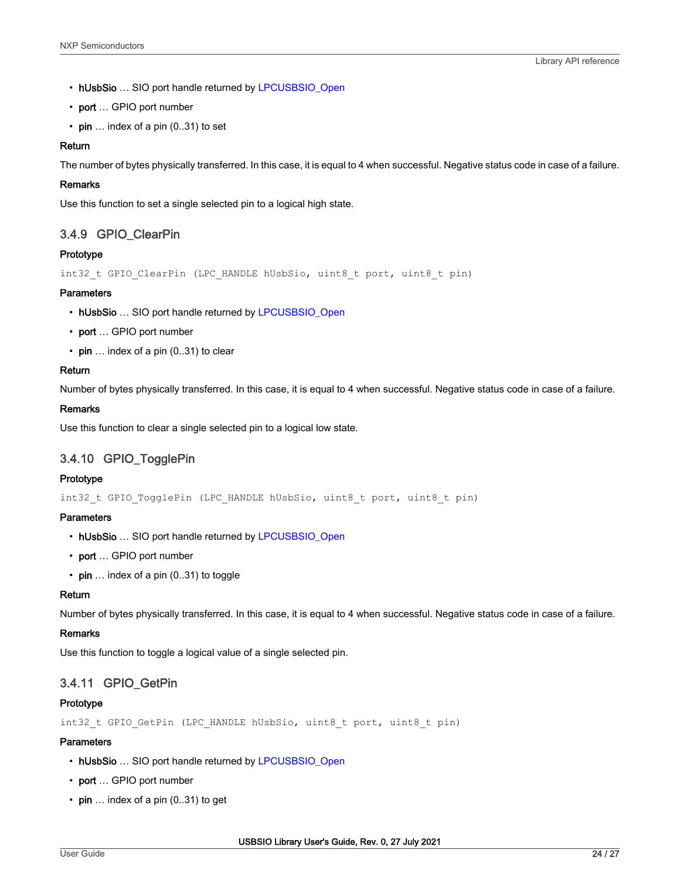- **hUsbSio** … SIO port handle returned by LPCUSBSIO_Open
- **port** … GPIO port number
- **pin** … index of a pin (0..31) to set

**Return**

The number of bytes physically transferred. In this case, it is equal to 4 when successful. Negative status code in case of a failure.

**Remarks**

Use this function to set a single selected pin to a logical high state.

### 3.4.9 GPIO_ClearPin

**Prototype**

```
int32_t GPIO_ClearPin (LPC_HANDLE hUsbSio, uint8_t port, uint8_t pin)
```

**Parameters**

- **hUsbSio** … SIO port handle returned by LPCUSBSIO_Open
- **port** … GPIO port number
- **pin** … index of a pin (0..31) to clear

**Return**

Number of bytes physically transferred. In this case, it is equal to 4 when successful. Negative status code in case of a failure.

**Remarks**

Use this function to clear a single selected pin to a logical low state.

### 3.4.10 GPIO_TogglePin

**Prototype**

```
int32_t GPIO_TogglePin (LPC_HANDLE hUsbSio, uint8_t port, uint8_t pin)
```

**Parameters**

- **hUsbSio** … SIO port handle returned by LPCUSBSIO_Open
- **port** … GPIO port number
- **pin** … index of a pin (0..31) to toggle

**Return**

Number of bytes physically transferred. In this case, it is equal to 4 when successful. Negative status code in case of a failure.

**Remarks**

Use this function to toggle a logical value of a single selected pin.

### 3.4.11 GPIO_GetPin

**Prototype**

```
int32_t GPIO_GetPin (LPC_HANDLE hUsbSio, uint8_t port, uint8_t pin)
```

**Parameters**

- **hUsbSio** … SIO port handle returned by LPCUSBSIO_Open
- **port** … GPIO port number
- **pin** … index of a pin (0..31) to get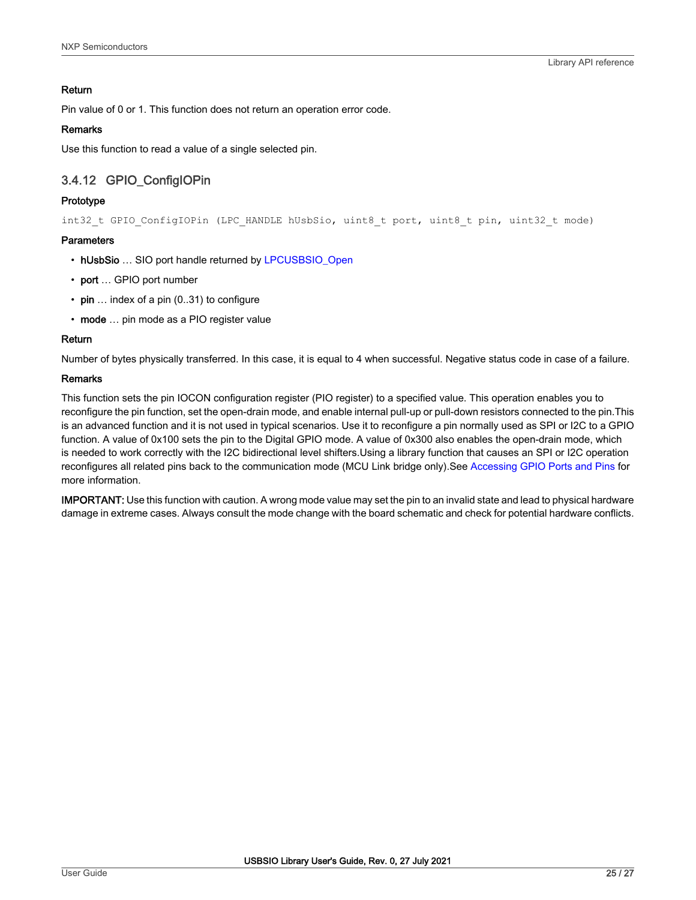#### Return

Pin value of 0 or 1. This function does not return an operation error code.

#### Remarks

Use this function to read a value of a single selected pin.

### 3.4.12 GPIO_ConfigIOPin

#### Prototype

```
int32_t GPIO_ConfigIOPin (LPC_HANDLE hUsbSio, uint8_t port, uint8_t pin, uint32_t mode)
```

#### Parameters

- **hUsbSio** … SIO port handle returned by LPCUSBSIO_Open
- **port** … GPIO port number
- **pin** … index of a pin (0..31) to configure
- **mode** … pin mode as a PIO register value

#### Return

Number of bytes physically transferred. In this case, it is equal to 4 when successful. Negative status code in case of a failure.

#### Remarks

This function sets the pin IOCON configuration register (PIO register) to a specified value. This operation enables you to reconfigure the pin function, set the open-drain mode, and enable internal pull-up or pull-down resistors connected to the pin.This is an advanced function and it is not used in typical scenarios. Use it to reconfigure a pin normally used as SPI or I2C to a GPIO function. A value of 0x100 sets the pin to the Digital GPIO mode. A value of 0x300 also enables the open-drain mode, which is needed to work correctly with the I2C bidirectional level shifters.Using a library function that causes an SPI or I2C operation reconfigures all related pins back to the communication mode (MCU Link bridge only).See Accessing GPIO Ports and Pins for more information.

**IMPORTANT:** Use this function with caution. A wrong mode value may set the pin to an invalid state and lead to physical hardware damage in extreme cases. Always consult the mode change with the board schematic and check for potential hardware conflicts.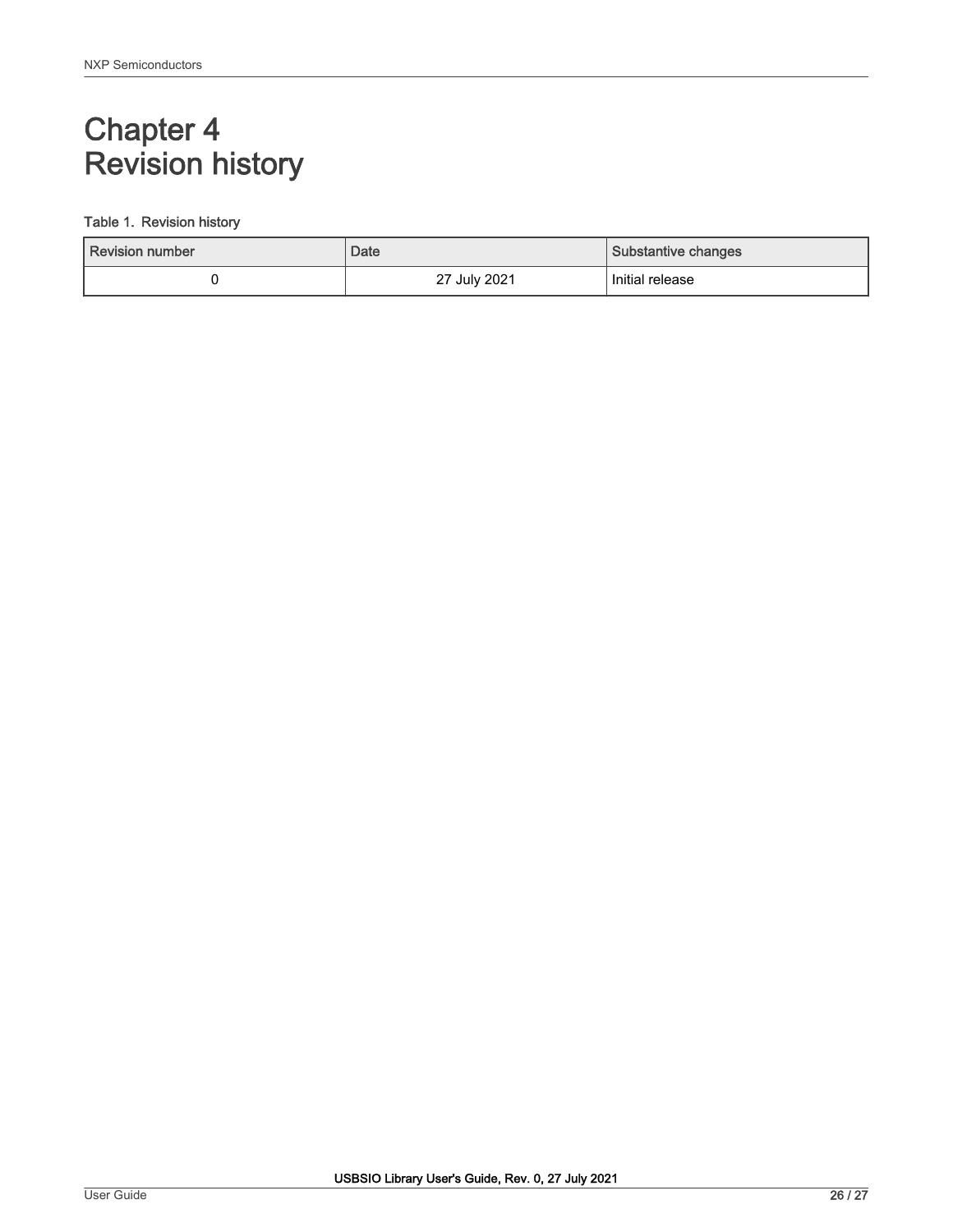# Chapter 4
# Revision history

**Table 1. Revision history**

| Revision number | Date | Substantive changes |
|---|---|---|
| 0 | 27 July 2021 | Initial release |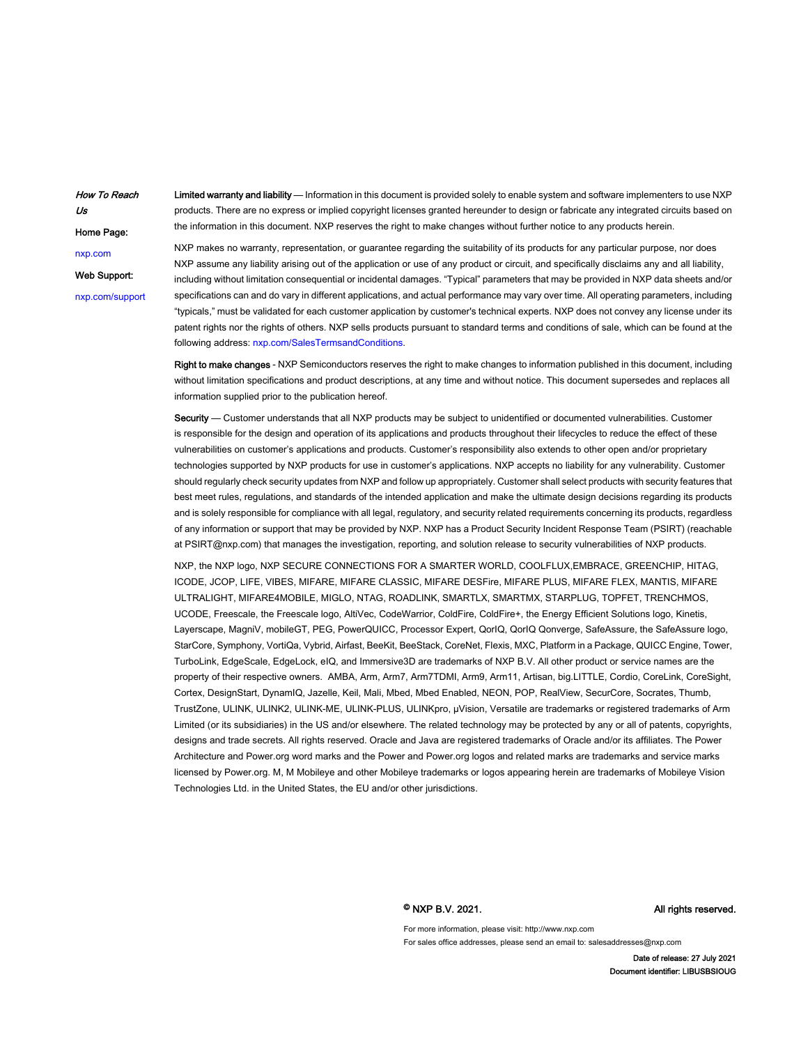*How To Reach Us*

**Home Page:**

nxp.com

**Web Support:**

nxp.com/support

**Limited warranty and liability** — Information in this document is provided solely to enable system and software implementers to use NXP products. There are no express or implied copyright licenses granted hereunder to design or fabricate any integrated circuits based on the information in this document. NXP reserves the right to make changes without further notice to any products herein.

NXP makes no warranty, representation, or guarantee regarding the suitability of its products for any particular purpose, nor does NXP assume any liability arising out of the application or use of any product or circuit, and specifically disclaims any and all liability, including without limitation consequential or incidental damages. “Typical” parameters that may be provided in NXP data sheets and/or specifications can and do vary in different applications, and actual performance may vary over time. All operating parameters, including “typicals,” must be validated for each customer application by customer's technical experts. NXP does not convey any license under its patent rights nor the rights of others. NXP sells products pursuant to standard terms and conditions of sale, which can be found at the following address: nxp.com/SalesTermsandConditions.

**Right to make changes** - NXP Semiconductors reserves the right to make changes to information published in this document, including without limitation specifications and product descriptions, at any time and without notice. This document supersedes and replaces all information supplied prior to the publication hereof.

**Security** — Customer understands that all NXP products may be subject to unidentified or documented vulnerabilities. Customer is responsible for the design and operation of its applications and products throughout their lifecycles to reduce the effect of these vulnerabilities on customer’s applications and products. Customer’s responsibility also extends to other open and/or proprietary technologies supported by NXP products for use in customer’s applications. NXP accepts no liability for any vulnerability. Customer should regularly check security updates from NXP and follow up appropriately. Customer shall select products with security features that best meet rules, regulations, and standards of the intended application and make the ultimate design decisions regarding its products and is solely responsible for compliance with all legal, regulatory, and security related requirements concerning its products, regardless of any information or support that may be provided by NXP. NXP has a Product Security Incident Response Team (PSIRT) (reachable at PSIRT@nxp.com) that manages the investigation, reporting, and solution release to security vulnerabilities of NXP products.

NXP, the NXP logo, NXP SECURE CONNECTIONS FOR A SMARTER WORLD, COOLFLUX,EMBRACE, GREENCHIP, HITAG, ICODE, JCOP, LIFE, VIBES, MIFARE, MIFARE CLASSIC, MIFARE DESFire, MIFARE PLUS, MIFARE FLEX, MANTIS, MIFARE ULTRALIGHT, MIFARE4MOBILE, MIGLO, NTAG, ROADLINK, SMARTLX, SMARTMX, STARPLUG, TOPFET, TRENCHMOS, UCODE, Freescale, the Freescale logo, AltiVec, CodeWarrior, ColdFire, ColdFire+, the Energy Efficient Solutions logo, Kinetis, Layerscape, MagniV, mobileGT, PEG, PowerQUICC, Processor Expert, QorIQ, QorIQ Qonverge, SafeAssure, the SafeAssure logo, StarCore, Symphony, VortiQa, Vybrid, Airfast, BeeKit, BeeStack, CoreNet, Flexis, MXC, Platform in a Package, QUICC Engine, Tower, TurboLink, EdgeScale, EdgeLock, eIQ, and Immersive3D are trademarks of NXP B.V. All other product or service names are the property of their respective owners. AMBA, Arm, Arm7, Arm7TDMI, Arm9, Arm11, Artisan, big.LITTLE, Cordio, CoreLink, CoreSight, Cortex, DesignStart, DynamIQ, Jazelle, Keil, Mali, Mbed, Mbed Enabled, NEON, POP, RealView, SecurCore, Socrates, Thumb, TrustZone, ULINK, ULINK2, ULINK-ME, ULINK-PLUS, ULINKpro, μVision, Versatile are trademarks or registered trademarks of Arm Limited (or its subsidiaries) in the US and/or elsewhere. The related technology may be protected by any or all of patents, copyrights, designs and trade secrets. All rights reserved. Oracle and Java are registered trademarks of Oracle and/or its affiliates. The Power Architecture and Power.org word marks and the Power and Power.org logos and related marks are trademarks and service marks licensed by Power.org. M, M Mobileye and other Mobileye trademarks or logos appearing herein are trademarks of Mobileye Vision Technologies Ltd. in the United States, the EU and/or other jurisdictions.

**© NXP B.V. 2021. All rights reserved.**

For more information, please visit: http://www.nxp.com
For sales office addresses, please send an email to: salesaddresses@nxp.com

**Date of release: 27 July 2021**
**Document identifier: LIBUSBSIOUG**